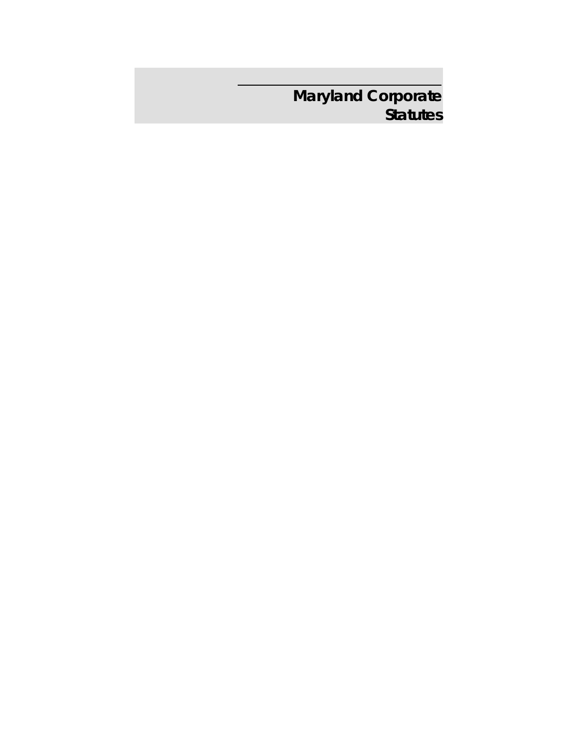# Maryland Corporate Statutes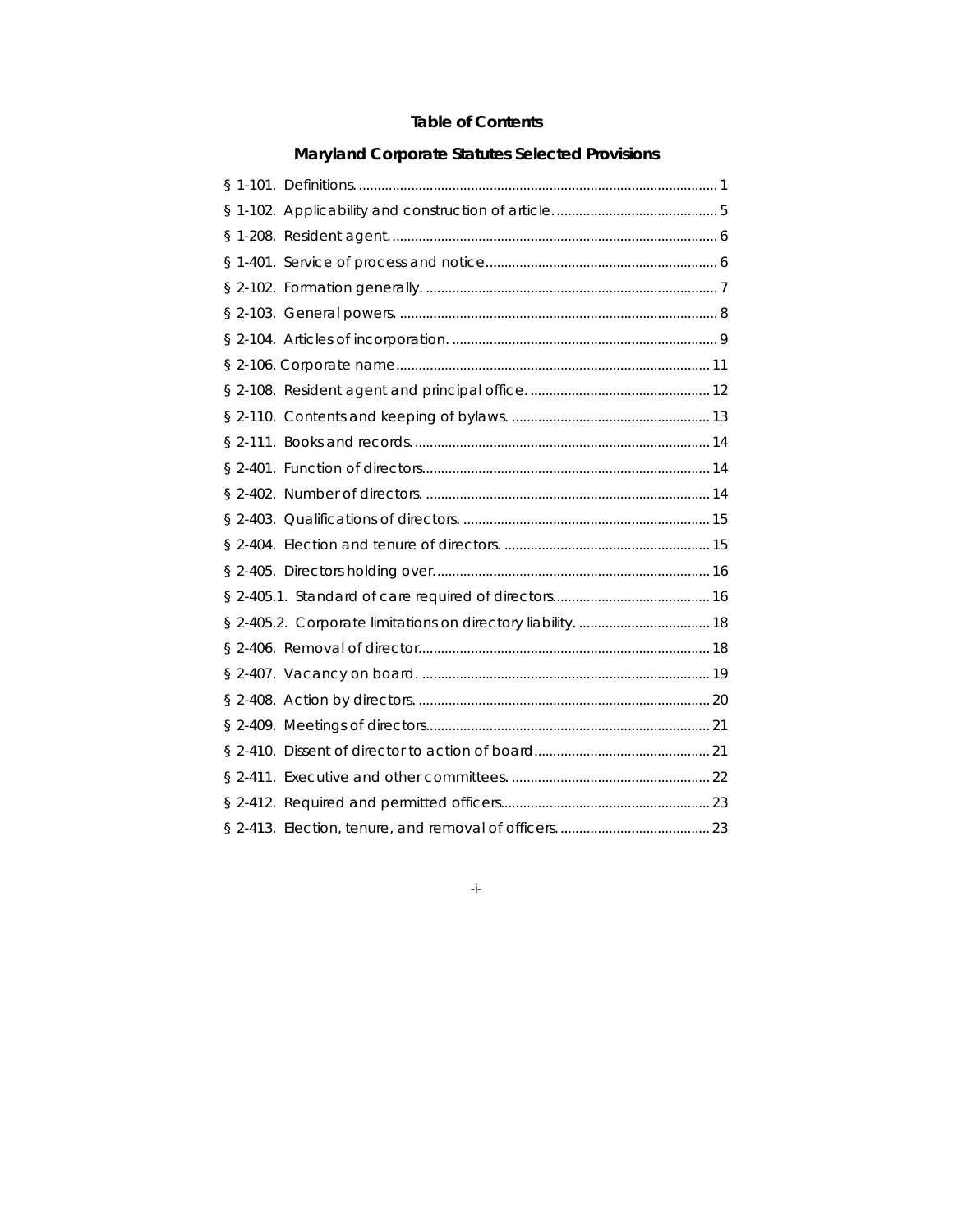# Table of Contents

## Maryland Corporate Statutes Selected Provisions

§ 1-101. Definitions. ........ 1
§ 1-102. Applicability and construction of article. ........ 5
§ 1-208. Resident agent. ........ 6
§ 1-401. Service of process and notice ........ 6
§ 2-102. Formation generally. ........ 7
§ 2-103. General powers. ........ 8
§ 2-104. Articles of incorporation. ........ 9
§ 2-106. Corporate name ........ 11
§ 2-108. Resident agent and principal office. ........ 12
§ 2-110. Contents and keeping of bylaws. ........ 13
§ 2-111. Books and records. ........ 14
§ 2-401. Function of directors ........ 14
§ 2-402. Number of directors. ........ 14
§ 2-403. Qualifications of directors. ........ 15
§ 2-404. Election and tenure of directors. ........ 15
§ 2-405. Directors holding over. ........ 16
§ 2-405.1. Standard of care required of directors ........ 16
§ 2-405.2. Corporate limitations on directory liability. ........ 18
§ 2-406. Removal of director ........ 18
§ 2-407. Vacancy on board. ........ 19
§ 2-408. Action by directors. ........ 20
§ 2-409. Meetings of directors ........ 21
§ 2-410. Dissent of director to action of board ........ 21
§ 2-411. Executive and other committees. ........ 22
§ 2-412. Required and permitted officers ........ 23
§ 2-413. Election, tenure, and removal of officers. ........ 23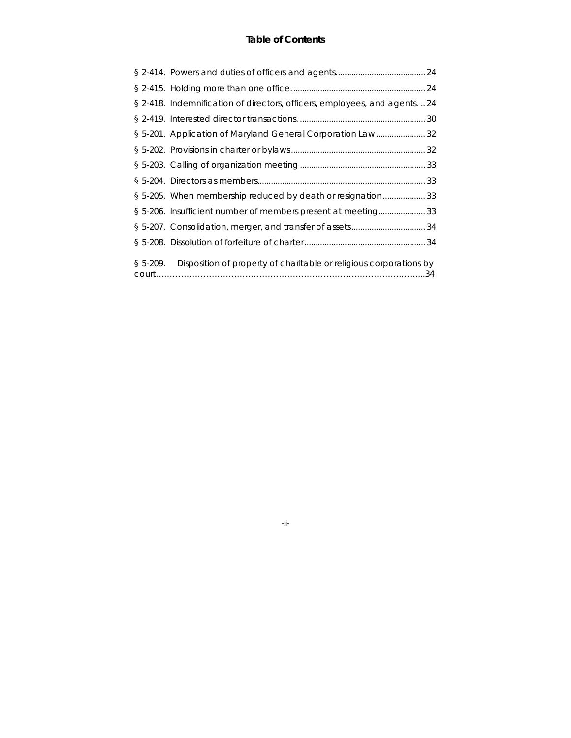# Table of Contents

§ 2-414. Powers and duties of officers and agents........................................ 24

§ 2-415. Holding more than one office. ........................................................... 24

§ 2-418. Indemnification of directors, officers, employees, and agents. .. 24

§ 2-419. Interested director transactions. ........................................................ 30

§ 5-201. Application of Maryland General Corporation Law...................... 32

§ 5-202. Provisions in charter or bylaws............................................................ 32

§ 5-203. Calling of organization meeting ........................................................ 33

§ 5-204. Directors as members.......................................................................... 33

§ 5-205. When membership reduced by death or resignation................... 33

§ 5-206. Insufficient number of members present at meeting..................... 33

§ 5-207. Consolidation, merger, and transfer of assets................................. 34

§ 5-208. Dissolution of forfeiture of charter...................................................... 34

§ 5-209. Disposition of property of charitable or religious corporations by court…………………………………………………………………………………..34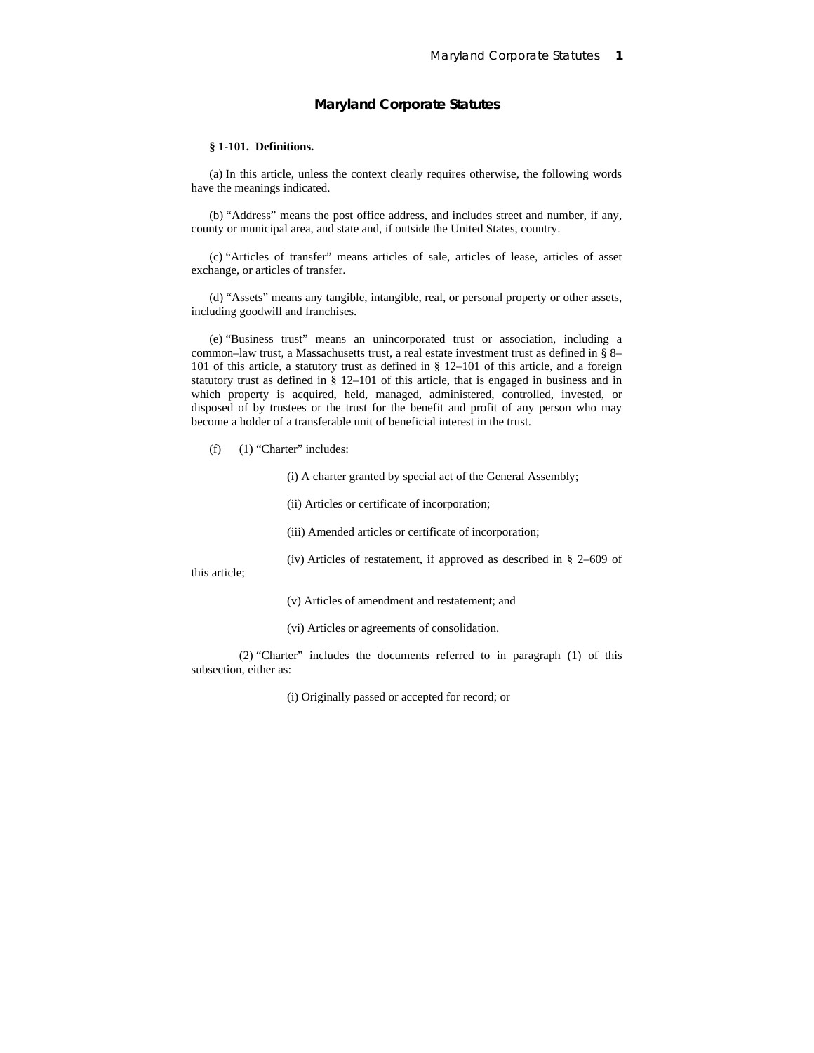# Maryland Corporate Statutes

**§ 1-101. Definitions.**

(a) In this article, unless the context clearly requires otherwise, the following words have the meanings indicated.

(b) "Address" means the post office address, and includes street and number, if any, county or municipal area, and state and, if outside the United States, country.

(c) "Articles of transfer" means articles of sale, articles of lease, articles of asset exchange, or articles of transfer.

(d) "Assets" means any tangible, intangible, real, or personal property or other assets, including goodwill and franchises.

(e) "Business trust" means an unincorporated trust or association, including a common–law trust, a Massachusetts trust, a real estate investment trust as defined in § 8–101 of this article, a statutory trust as defined in § 12–101 of this article, and a foreign statutory trust as defined in § 12–101 of this article, that is engaged in business and in which property is acquired, held, managed, administered, controlled, invested, or disposed of by trustees or the trust for the benefit and profit of any person who may become a holder of a transferable unit of beneficial interest in the trust.

(f) (1) "Charter" includes:

(i) A charter granted by special act of the General Assembly;

(ii) Articles or certificate of incorporation;

(iii) Amended articles or certificate of incorporation;

(iv) Articles of restatement, if approved as described in § 2–609 of this article;

(v) Articles of amendment and restatement; and

(vi) Articles or agreements of consolidation.

(2) "Charter" includes the documents referred to in paragraph (1) of this subsection, either as:

(i) Originally passed or accepted for record; or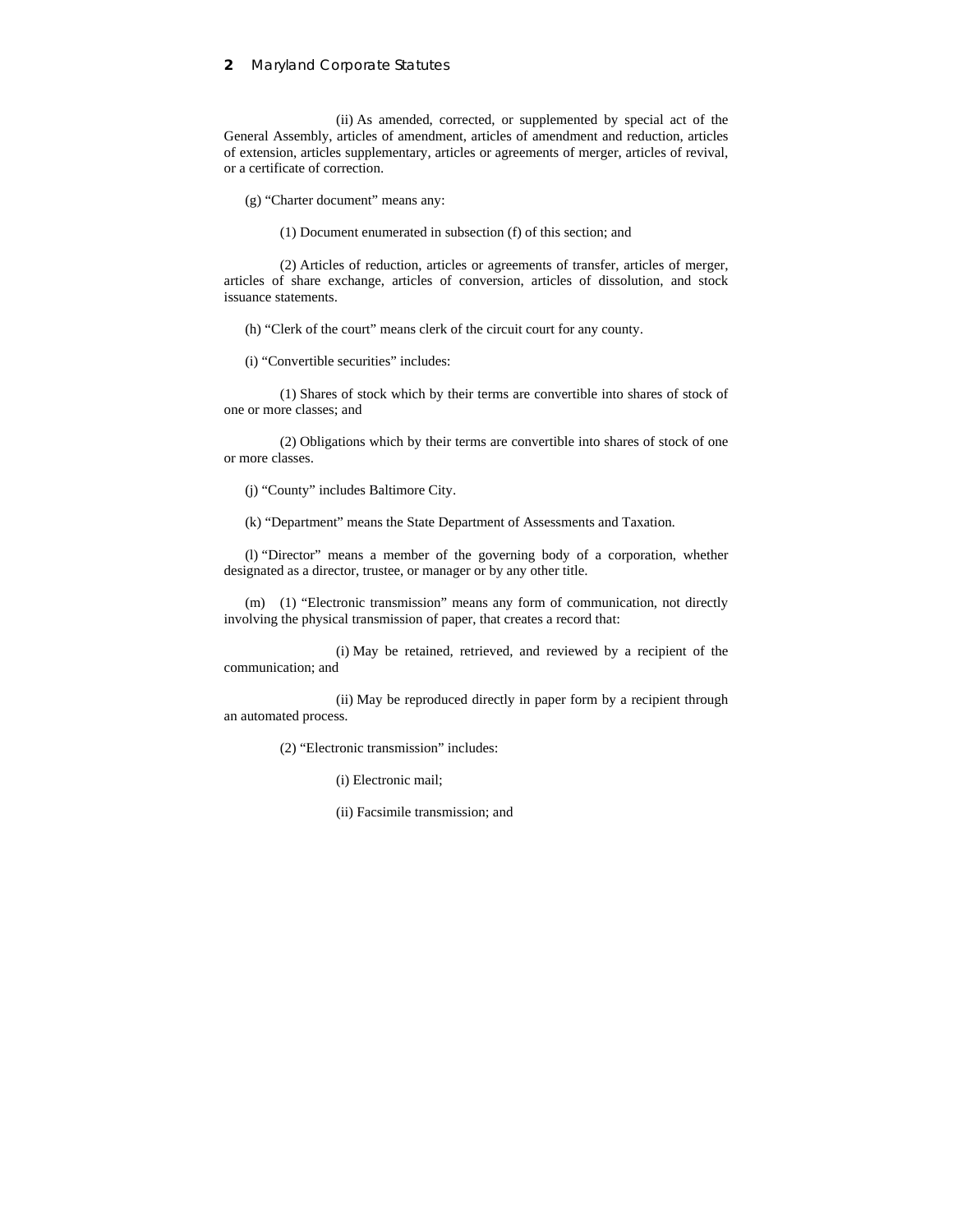(ii) As amended, corrected, or supplemented by special act of the General Assembly, articles of amendment, articles of amendment and reduction, articles of extension, articles supplementary, articles or agreements of merger, articles of revival, or a certificate of correction.

(g) “Charter document” means any:

(1) Document enumerated in subsection (f) of this section; and

(2) Articles of reduction, articles or agreements of transfer, articles of merger, articles of share exchange, articles of conversion, articles of dissolution, and stock issuance statements.

(h) “Clerk of the court” means clerk of the circuit court for any county.

(i) “Convertible securities” includes:

(1) Shares of stock which by their terms are convertible into shares of stock of one or more classes; and

(2) Obligations which by their terms are convertible into shares of stock of one or more classes.

(j) “County” includes Baltimore City.

(k) “Department” means the State Department of Assessments and Taxation.

(l) “Director” means a member of the governing body of a corporation, whether designated as a director, trustee, or manager or by any other title.

(m) (1) “Electronic transmission” means any form of communication, not directly involving the physical transmission of paper, that creates a record that:

(i) May be retained, retrieved, and reviewed by a recipient of the communication; and

(ii) May be reproduced directly in paper form by a recipient through an automated process.

(2) “Electronic transmission” includes:

(i) Electronic mail;

(ii) Facsimile transmission; and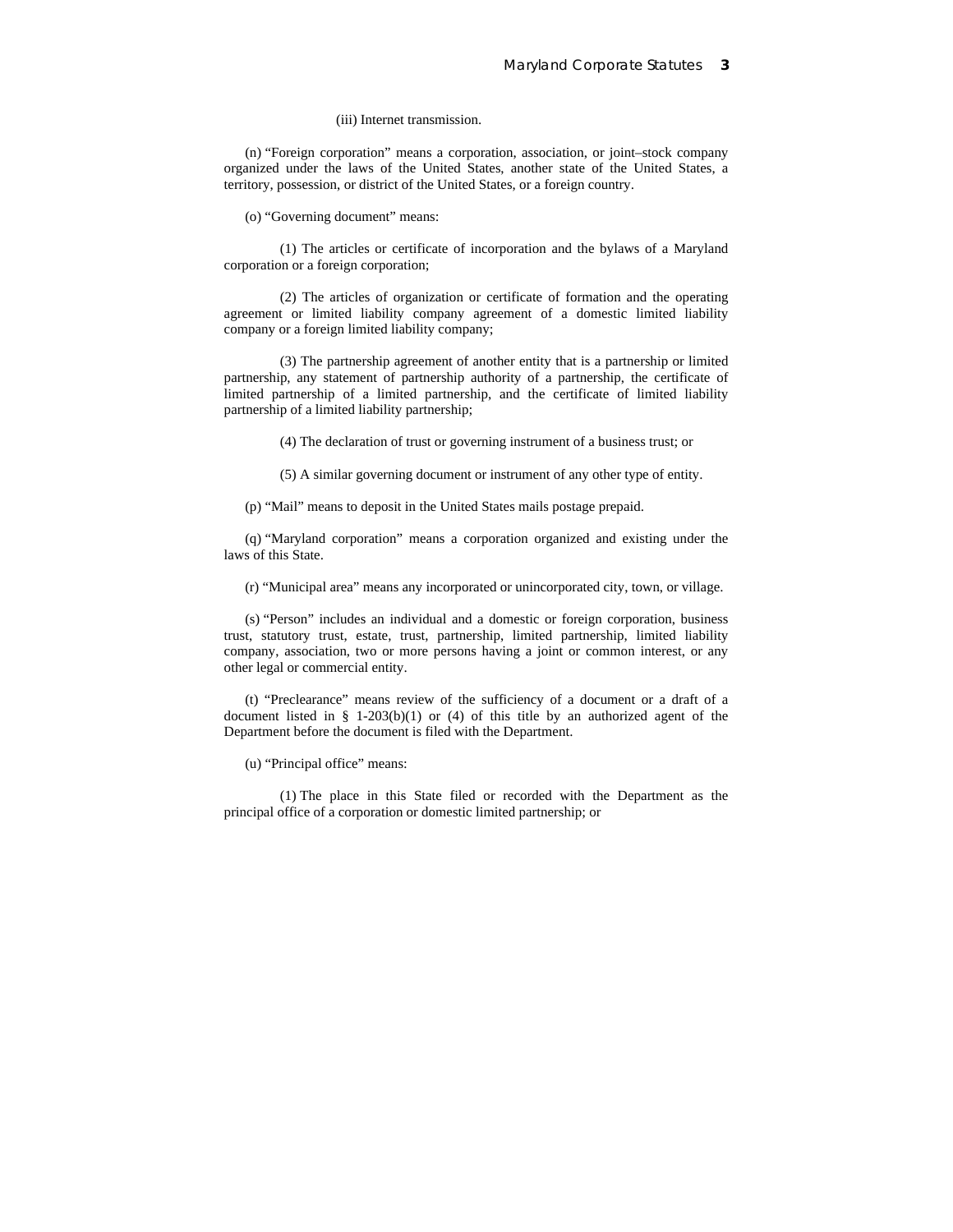(iii) Internet transmission.

(n) “Foreign corporation” means a corporation, association, or joint–stock company organized under the laws of the United States, another state of the United States, a territory, possession, or district of the United States, or a foreign country.

(o) “Governing document” means:

(1) The articles or certificate of incorporation and the bylaws of a Maryland corporation or a foreign corporation;

(2) The articles of organization or certificate of formation and the operating agreement or limited liability company agreement of a domestic limited liability company or a foreign limited liability company;

(3) The partnership agreement of another entity that is a partnership or limited partnership, any statement of partnership authority of a partnership, the certificate of limited partnership of a limited partnership, and the certificate of limited liability partnership of a limited liability partnership;

(4) The declaration of trust or governing instrument of a business trust; or

(5) A similar governing document or instrument of any other type of entity.

(p) “Mail” means to deposit in the United States mails postage prepaid.

(q) “Maryland corporation” means a corporation organized and existing under the laws of this State.

(r) “Municipal area” means any incorporated or unincorporated city, town, or village.

(s) “Person” includes an individual and a domestic or foreign corporation, business trust, statutory trust, estate, trust, partnership, limited partnership, limited liability company, association, two or more persons having a joint or common interest, or any other legal or commercial entity.

(t) “Preclearance” means review of the sufficiency of a document or a draft of a document listed in § 1-203(b)(1) or (4) of this title by an authorized agent of the Department before the document is filed with the Department.

(u) “Principal office” means:

(1) The place in this State filed or recorded with the Department as the principal office of a corporation or domestic limited partnership; or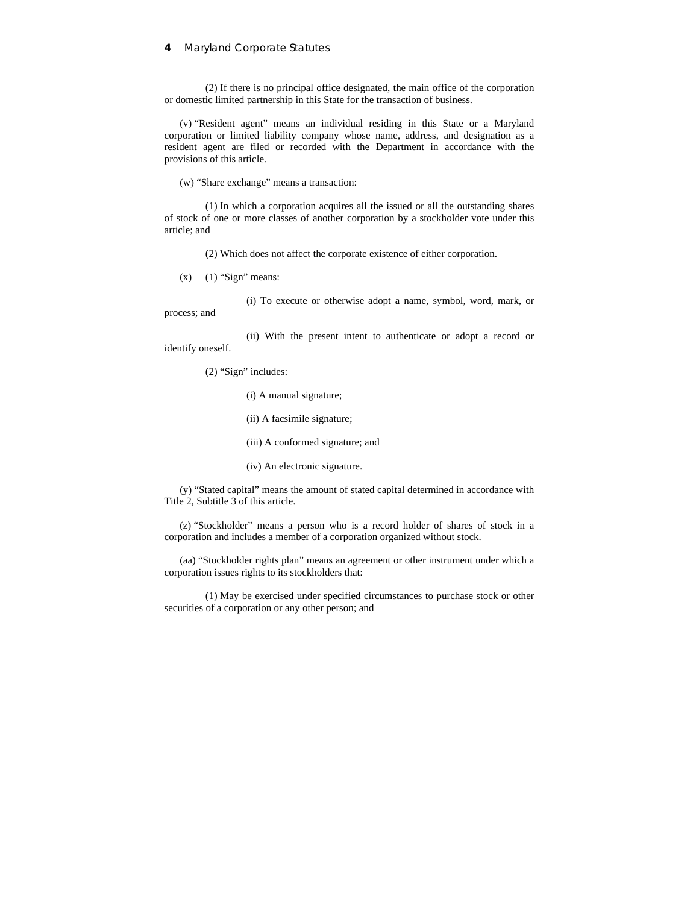(2) If there is no principal office designated, the main office of the corporation or domestic limited partnership in this State for the transaction of business.

(v) "Resident agent" means an individual residing in this State or a Maryland corporation or limited liability company whose name, address, and designation as a resident agent are filed or recorded with the Department in accordance with the provisions of this article.

(w) "Share exchange" means a transaction:

(1) In which a corporation acquires all the issued or all the outstanding shares of stock of one or more classes of another corporation by a stockholder vote under this article; and

(2) Which does not affect the corporate existence of either corporation.

(x) (1) "Sign" means:

(i) To execute or otherwise adopt a name, symbol, word, mark, or process; and

(ii) With the present intent to authenticate or adopt a record or identify oneself.

(2) "Sign" includes:

(i) A manual signature;

(ii) A facsimile signature;

(iii) A conformed signature; and

(iv) An electronic signature.

(y) "Stated capital" means the amount of stated capital determined in accordance with Title 2, Subtitle 3 of this article.

(z) "Stockholder" means a person who is a record holder of shares of stock in a corporation and includes a member of a corporation organized without stock.

(aa) "Stockholder rights plan" means an agreement or other instrument under which a corporation issues rights to its stockholders that:

(1) May be exercised under specified circumstances to purchase stock or other securities of a corporation or any other person; and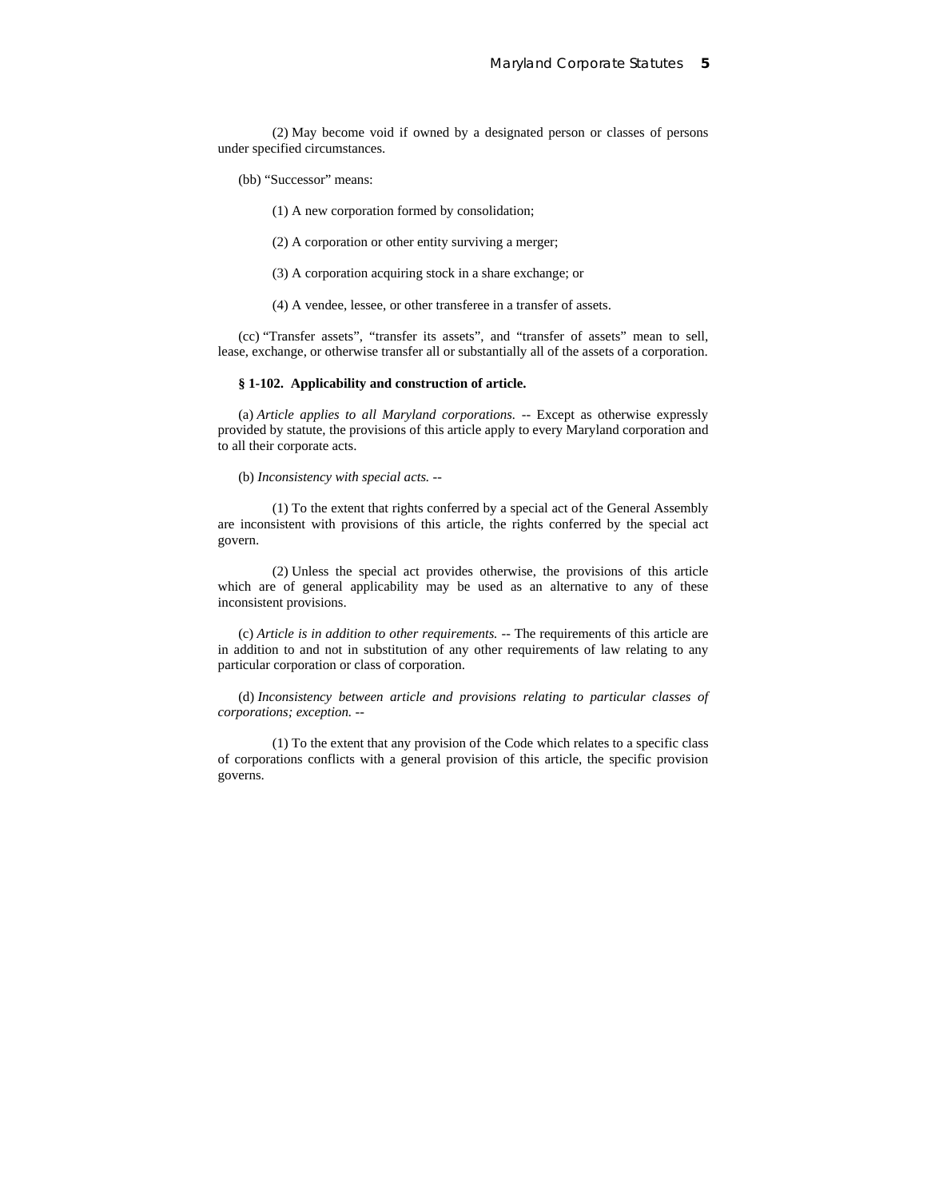(2) May become void if owned by a designated person or classes of persons under specified circumstances.

(bb) "Successor" means:

(1) A new corporation formed by consolidation;

(2) A corporation or other entity surviving a merger;

(3) A corporation acquiring stock in a share exchange; or

(4) A vendee, lessee, or other transferee in a transfer of assets.

(cc) "Transfer assets", "transfer its assets", and "transfer of assets" mean to sell, lease, exchange, or otherwise transfer all or substantially all of the assets of a corporation.

**§ 1-102. Applicability and construction of article.**

(a) *Article applies to all Maryland corporations.* -- Except as otherwise expressly provided by statute, the provisions of this article apply to every Maryland corporation and to all their corporate acts.

(b) *Inconsistency with special acts.* --

(1) To the extent that rights conferred by a special act of the General Assembly are inconsistent with provisions of this article, the rights conferred by the special act govern.

(2) Unless the special act provides otherwise, the provisions of this article which are of general applicability may be used as an alternative to any of these inconsistent provisions.

(c) *Article is in addition to other requirements.* -- The requirements of this article are in addition to and not in substitution of any other requirements of law relating to any particular corporation or class of corporation.

(d) *Inconsistency between article and provisions relating to particular classes of corporations; exception.* --

(1) To the extent that any provision of the Code which relates to a specific class of corporations conflicts with a general provision of this article, the specific provision governs.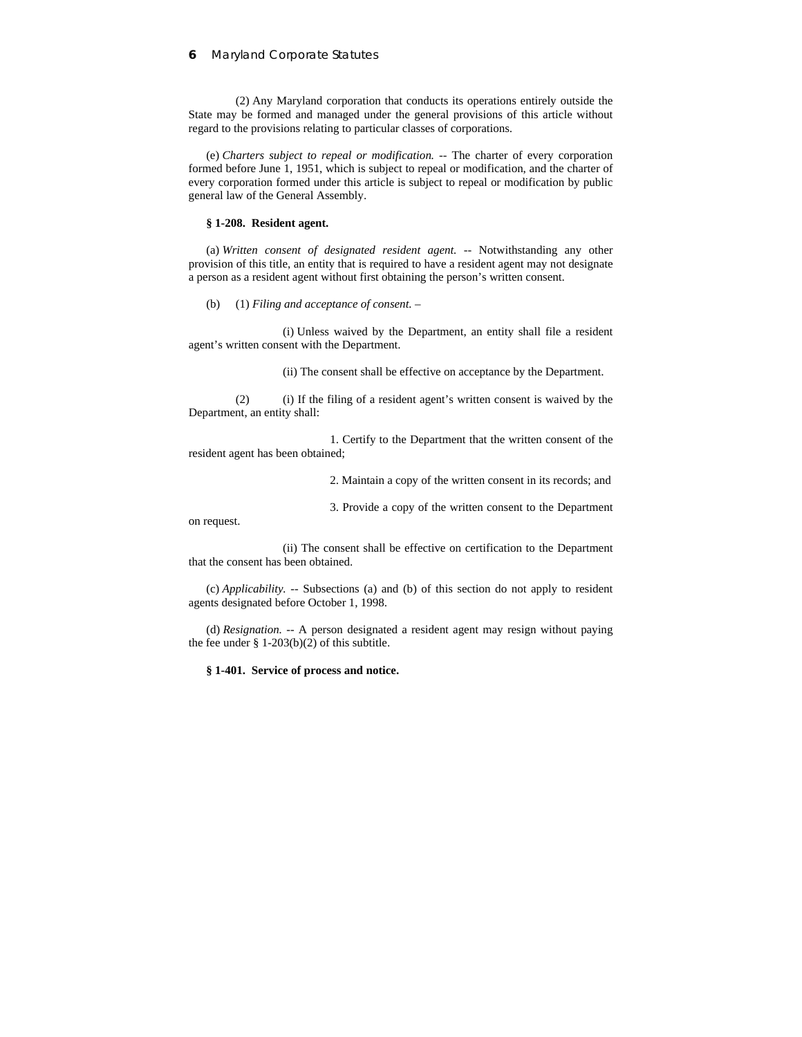(2) Any Maryland corporation that conducts its operations entirely outside the State may be formed and managed under the general provisions of this article without regard to the provisions relating to particular classes of corporations.

(e) *Charters subject to repeal or modification.* -- The charter of every corporation formed before June 1, 1951, which is subject to repeal or modification, and the charter of every corporation formed under this article is subject to repeal or modification by public general law of the General Assembly.

**§ 1-208. Resident agent.**

(a) *Written consent of designated resident agent.* -- Notwithstanding any other provision of this title, an entity that is required to have a resident agent may not designate a person as a resident agent without first obtaining the person's written consent.

(b) (1) *Filing and acceptance of consent.* –

(i) Unless waived by the Department, an entity shall file a resident agent's written consent with the Department.

(ii) The consent shall be effective on acceptance by the Department.

(2) (i) If the filing of a resident agent's written consent is waived by the Department, an entity shall:

1. Certify to the Department that the written consent of the resident agent has been obtained;

2. Maintain a copy of the written consent in its records; and

3. Provide a copy of the written consent to the Department on request.

(ii) The consent shall be effective on certification to the Department that the consent has been obtained.

(c) *Applicability.* -- Subsections (a) and (b) of this section do not apply to resident agents designated before October 1, 1998.

(d) *Resignation.* -- A person designated a resident agent may resign without paying the fee under § 1-203(b)(2) of this subtitle.

**§ 1-401. Service of process and notice.**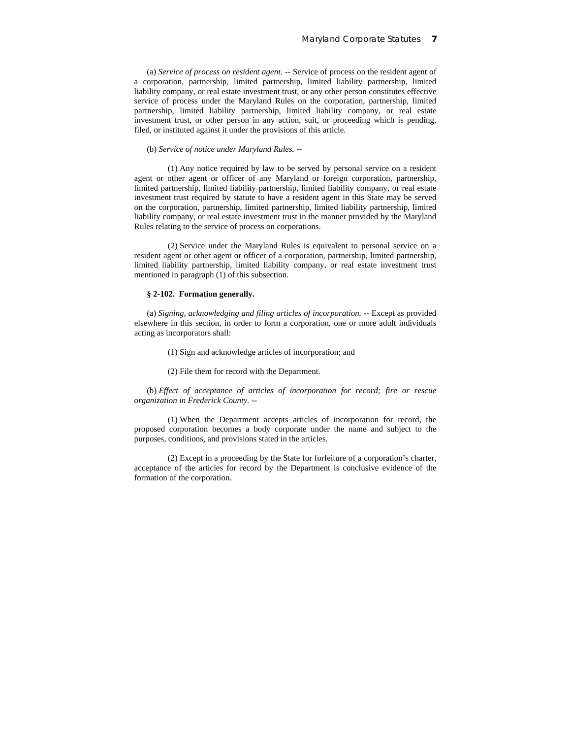(a) *Service of process on resident agent.* -- Service of process on the resident agent of a corporation, partnership, limited partnership, limited liability partnership, limited liability company, or real estate investment trust, or any other person constitutes effective service of process under the Maryland Rules on the corporation, partnership, limited partnership, limited liability partnership, limited liability company, or real estate investment trust, or other person in any action, suit, or proceeding which is pending, filed, or instituted against it under the provisions of this article.

(b) *Service of notice under Maryland Rules.* --

(1) Any notice required by law to be served by personal service on a resident agent or other agent or officer of any Maryland or foreign corporation, partnership, limited partnership, limited liability partnership, limited liability company, or real estate investment trust required by statute to have a resident agent in this State may be served on the corporation, partnership, limited partnership, limited liability partnership, limited liability company, or real estate investment trust in the manner provided by the Maryland Rules relating to the service of process on corporations.

(2) Service under the Maryland Rules is equivalent to personal service on a resident agent or other agent or officer of a corporation, partnership, limited partnership, limited liability partnership, limited liability company, or real estate investment trust mentioned in paragraph (1) of this subsection.

**§ 2-102. Formation generally.**

(a) *Signing, acknowledging and filing articles of incorporation.* -- Except as provided elsewhere in this section, in order to form a corporation, one or more adult individuals acting as incorporators shall:

(1) Sign and acknowledge articles of incorporation; and

(2) File them for record with the Department.

(b) *Effect of acceptance of articles of incorporation for record; fire or rescue organization in Frederick County.* --

(1) When the Department accepts articles of incorporation for record, the proposed corporation becomes a body corporate under the name and subject to the purposes, conditions, and provisions stated in the articles.

(2) Except in a proceeding by the State for forfeiture of a corporation's charter, acceptance of the articles for record by the Department is conclusive evidence of the formation of the corporation.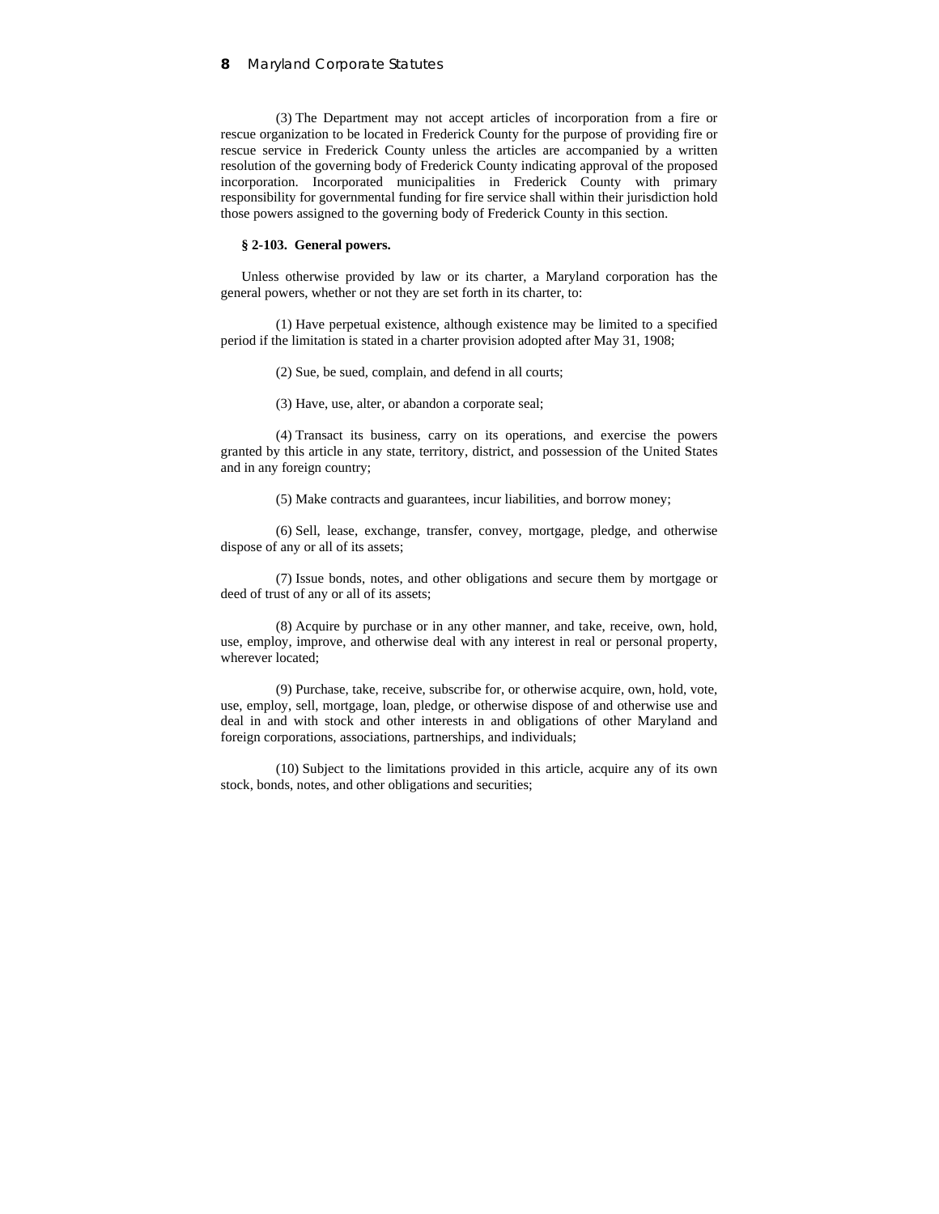(3) The Department may not accept articles of incorporation from a fire or rescue organization to be located in Frederick County for the purpose of providing fire or rescue service in Frederick County unless the articles are accompanied by a written resolution of the governing body of Frederick County indicating approval of the proposed incorporation. Incorporated municipalities in Frederick County with primary responsibility for governmental funding for fire service shall within their jurisdiction hold those powers assigned to the governing body of Frederick County in this section.

**§ 2-103. General powers.**

Unless otherwise provided by law or its charter, a Maryland corporation has the general powers, whether or not they are set forth in its charter, to:

(1) Have perpetual existence, although existence may be limited to a specified period if the limitation is stated in a charter provision adopted after May 31, 1908;

(2) Sue, be sued, complain, and defend in all courts;

(3) Have, use, alter, or abandon a corporate seal;

(4) Transact its business, carry on its operations, and exercise the powers granted by this article in any state, territory, district, and possession of the United States and in any foreign country;

(5) Make contracts and guarantees, incur liabilities, and borrow money;

(6) Sell, lease, exchange, transfer, convey, mortgage, pledge, and otherwise dispose of any or all of its assets;

(7) Issue bonds, notes, and other obligations and secure them by mortgage or deed of trust of any or all of its assets;

(8) Acquire by purchase or in any other manner, and take, receive, own, hold, use, employ, improve, and otherwise deal with any interest in real or personal property, wherever located;

(9) Purchase, take, receive, subscribe for, or otherwise acquire, own, hold, vote, use, employ, sell, mortgage, loan, pledge, or otherwise dispose of and otherwise use and deal in and with stock and other interests in and obligations of other Maryland and foreign corporations, associations, partnerships, and individuals;

(10) Subject to the limitations provided in this article, acquire any of its own stock, bonds, notes, and other obligations and securities;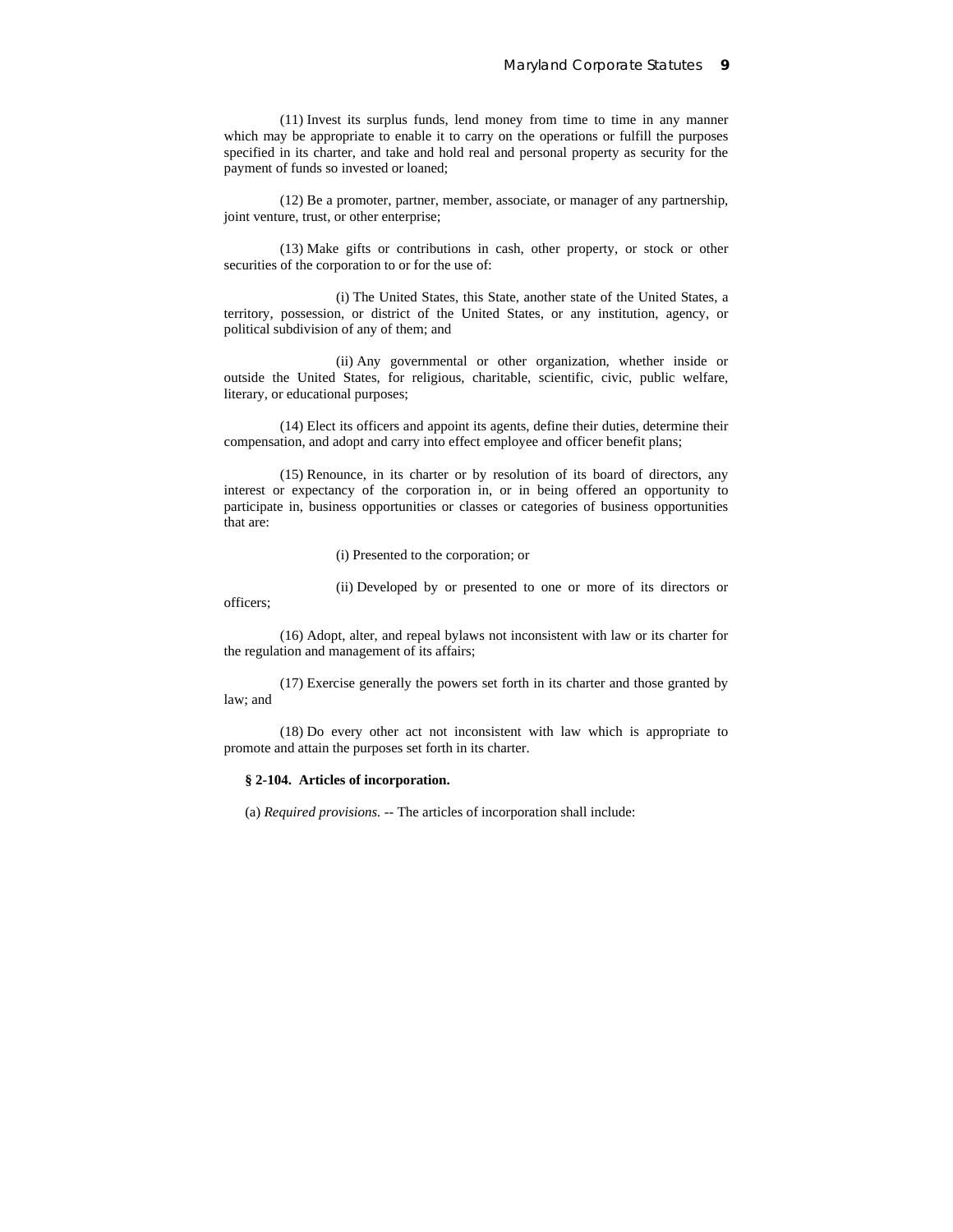(11) Invest its surplus funds, lend money from time to time in any manner which may be appropriate to enable it to carry on the operations or fulfill the purposes specified in its charter, and take and hold real and personal property as security for the payment of funds so invested or loaned;

(12) Be a promoter, partner, member, associate, or manager of any partnership, joint venture, trust, or other enterprise;

(13) Make gifts or contributions in cash, other property, or stock or other securities of the corporation to or for the use of:

(i) The United States, this State, another state of the United States, a territory, possession, or district of the United States, or any institution, agency, or political subdivision of any of them; and

(ii) Any governmental or other organization, whether inside or outside the United States, for religious, charitable, scientific, civic, public welfare, literary, or educational purposes;

(14) Elect its officers and appoint its agents, define their duties, determine their compensation, and adopt and carry into effect employee and officer benefit plans;

(15) Renounce, in its charter or by resolution of its board of directors, any interest or expectancy of the corporation in, or in being offered an opportunity to participate in, business opportunities or classes or categories of business opportunities that are:

(i) Presented to the corporation; or

(ii) Developed by or presented to one or more of its directors or officers;

(16) Adopt, alter, and repeal bylaws not inconsistent with law or its charter for the regulation and management of its affairs;

(17) Exercise generally the powers set forth in its charter and those granted by law; and

(18) Do every other act not inconsistent with law which is appropriate to promote and attain the purposes set forth in its charter.

**§ 2-104. Articles of incorporation.**

(a) *Required provisions.* -- The articles of incorporation shall include: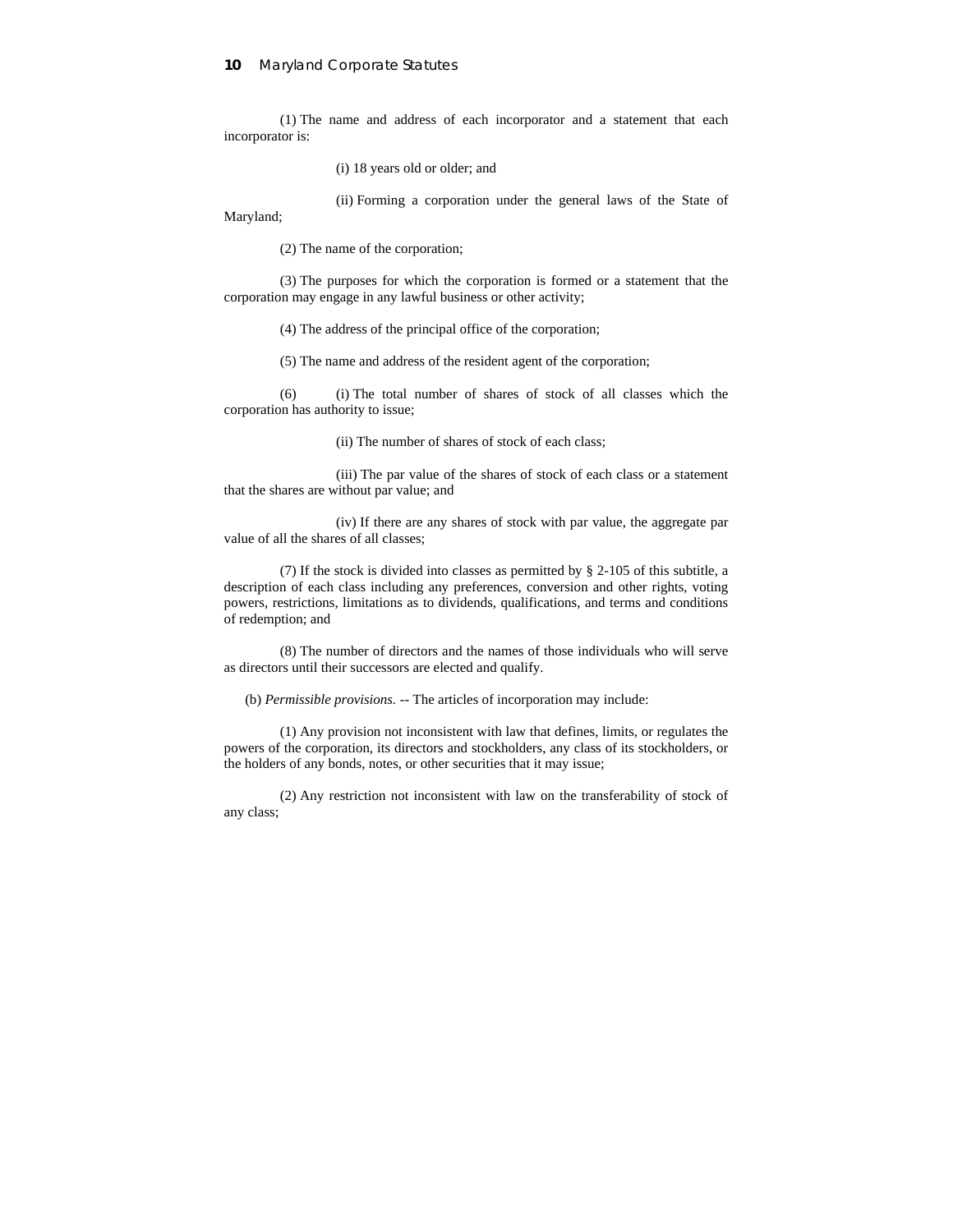(1) The name and address of each incorporator and a statement that each incorporator is:

(i) 18 years old or older; and

(ii) Forming a corporation under the general laws of the State of Maryland;

(2) The name of the corporation;

(3) The purposes for which the corporation is formed or a statement that the corporation may engage in any lawful business or other activity;

(4) The address of the principal office of the corporation;

(5) The name and address of the resident agent of the corporation;

(6) (i) The total number of shares of stock of all classes which the corporation has authority to issue;

(ii) The number of shares of stock of each class;

(iii) The par value of the shares of stock of each class or a statement that the shares are without par value; and

(iv) If there are any shares of stock with par value, the aggregate par value of all the shares of all classes;

(7) If the stock is divided into classes as permitted by § 2-105 of this subtitle, a description of each class including any preferences, conversion and other rights, voting powers, restrictions, limitations as to dividends, qualifications, and terms and conditions of redemption; and

(8) The number of directors and the names of those individuals who will serve as directors until their successors are elected and qualify.

(b) *Permissible provisions.* -- The articles of incorporation may include:

(1) Any provision not inconsistent with law that defines, limits, or regulates the powers of the corporation, its directors and stockholders, any class of its stockholders, or the holders of any bonds, notes, or other securities that it may issue;

(2) Any restriction not inconsistent with law on the transferability of stock of any class;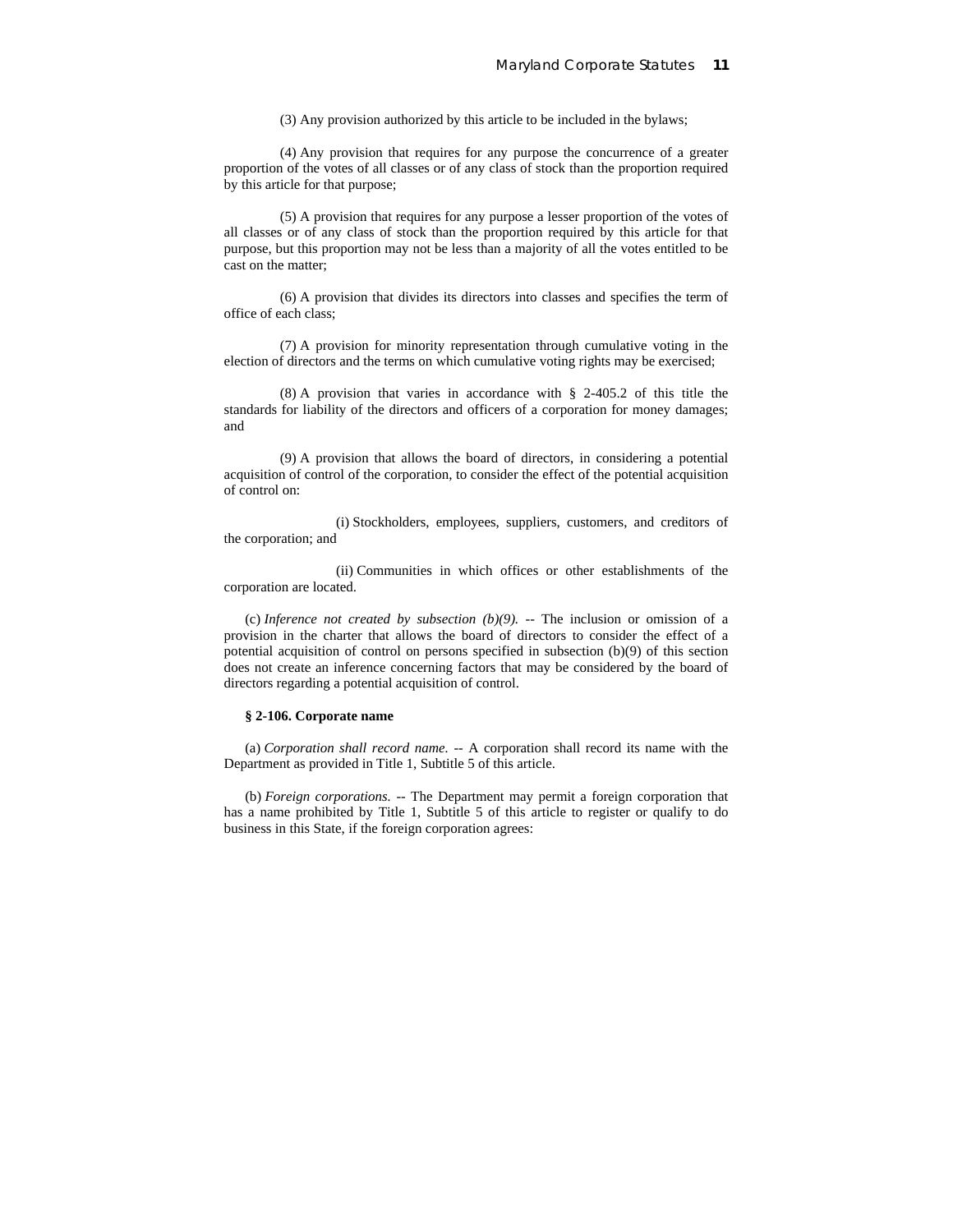(3) Any provision authorized by this article to be included in the bylaws;

(4) Any provision that requires for any purpose the concurrence of a greater proportion of the votes of all classes or of any class of stock than the proportion required by this article for that purpose;

(5) A provision that requires for any purpose a lesser proportion of the votes of all classes or of any class of stock than the proportion required by this article for that purpose, but this proportion may not be less than a majority of all the votes entitled to be cast on the matter;

(6) A provision that divides its directors into classes and specifies the term of office of each class;

(7) A provision for minority representation through cumulative voting in the election of directors and the terms on which cumulative voting rights may be exercised;

(8) A provision that varies in accordance with § 2-405.2 of this title the standards for liability of the directors and officers of a corporation for money damages; and

(9) A provision that allows the board of directors, in considering a potential acquisition of control of the corporation, to consider the effect of the potential acquisition of control on:

(i) Stockholders, employees, suppliers, customers, and creditors of the corporation; and

(ii) Communities in which offices or other establishments of the corporation are located.

(c) *Inference not created by subsection (b)(9).* -- The inclusion or omission of a provision in the charter that allows the board of directors to consider the effect of a potential acquisition of control on persons specified in subsection (b)(9) of this section does not create an inference concerning factors that may be considered by the board of directors regarding a potential acquisition of control.

**§ 2-106. Corporate name**

(a) *Corporation shall record name.* -- A corporation shall record its name with the Department as provided in Title 1, Subtitle 5 of this article.

(b) *Foreign corporations.* -- The Department may permit a foreign corporation that has a name prohibited by Title 1, Subtitle 5 of this article to register or qualify to do business in this State, if the foreign corporation agrees: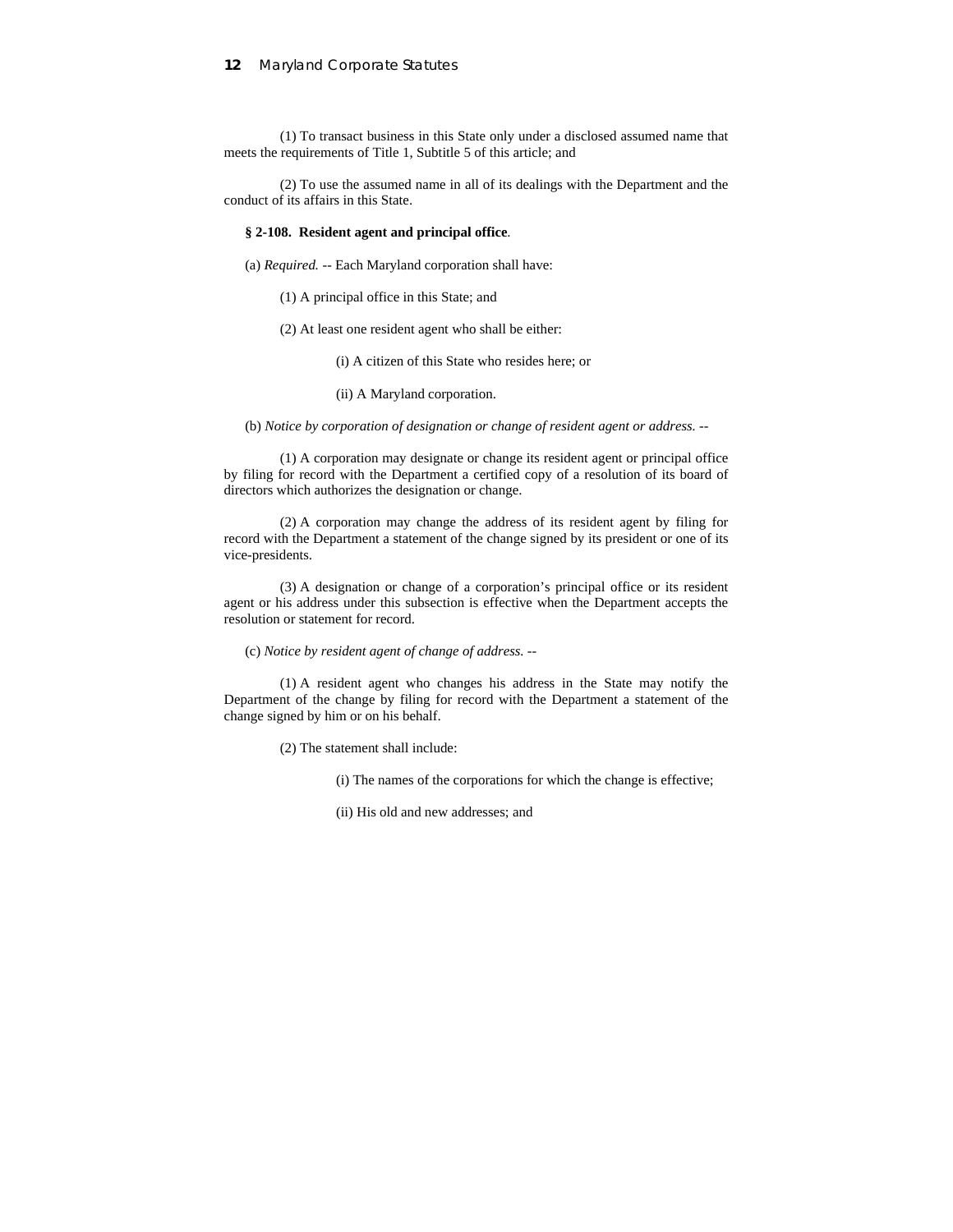(1) To transact business in this State only under a disclosed assumed name that meets the requirements of Title 1, Subtitle 5 of this article; and

(2) To use the assumed name in all of its dealings with the Department and the conduct of its affairs in this State.

**§ 2-108. Resident agent and principal office**.

(a) *Required.* -- Each Maryland corporation shall have:

(1) A principal office in this State; and

(2) At least one resident agent who shall be either:

(i) A citizen of this State who resides here; or

(ii) A Maryland corporation.

(b) *Notice by corporation of designation or change of resident agent or address.* --

(1) A corporation may designate or change its resident agent or principal office by filing for record with the Department a certified copy of a resolution of its board of directors which authorizes the designation or change.

(2) A corporation may change the address of its resident agent by filing for record with the Department a statement of the change signed by its president or one of its vice-presidents.

(3) A designation or change of a corporation's principal office or its resident agent or his address under this subsection is effective when the Department accepts the resolution or statement for record.

(c) *Notice by resident agent of change of address.* --

(1) A resident agent who changes his address in the State may notify the Department of the change by filing for record with the Department a statement of the change signed by him or on his behalf.

(2) The statement shall include:

(i) The names of the corporations for which the change is effective;

(ii) His old and new addresses; and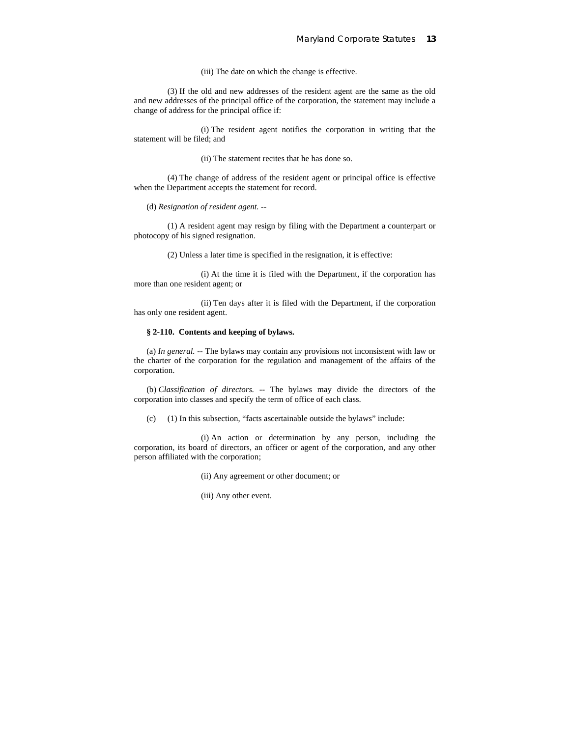(iii) The date on which the change is effective.

(3) If the old and new addresses of the resident agent are the same as the old and new addresses of the principal office of the corporation, the statement may include a change of address for the principal office if:

(i) The resident agent notifies the corporation in writing that the statement will be filed; and

(ii) The statement recites that he has done so.

(4) The change of address of the resident agent or principal office is effective when the Department accepts the statement for record.

(d) *Resignation of resident agent.* --

(1) A resident agent may resign by filing with the Department a counterpart or photocopy of his signed resignation.

(2) Unless a later time is specified in the resignation, it is effective:

(i) At the time it is filed with the Department, if the corporation has more than one resident agent; or

(ii) Ten days after it is filed with the Department, if the corporation has only one resident agent.

**§ 2-110. Contents and keeping of bylaws.**

(a) *In general.* -- The bylaws may contain any provisions not inconsistent with law or the charter of the corporation for the regulation and management of the affairs of the corporation.

(b) *Classification of directors.* -- The bylaws may divide the directors of the corporation into classes and specify the term of office of each class.

(c) (1) In this subsection, "facts ascertainable outside the bylaws" include:

(i) An action or determination by any person, including the corporation, its board of directors, an officer or agent of the corporation, and any other person affiliated with the corporation;

(ii) Any agreement or other document; or

(iii) Any other event.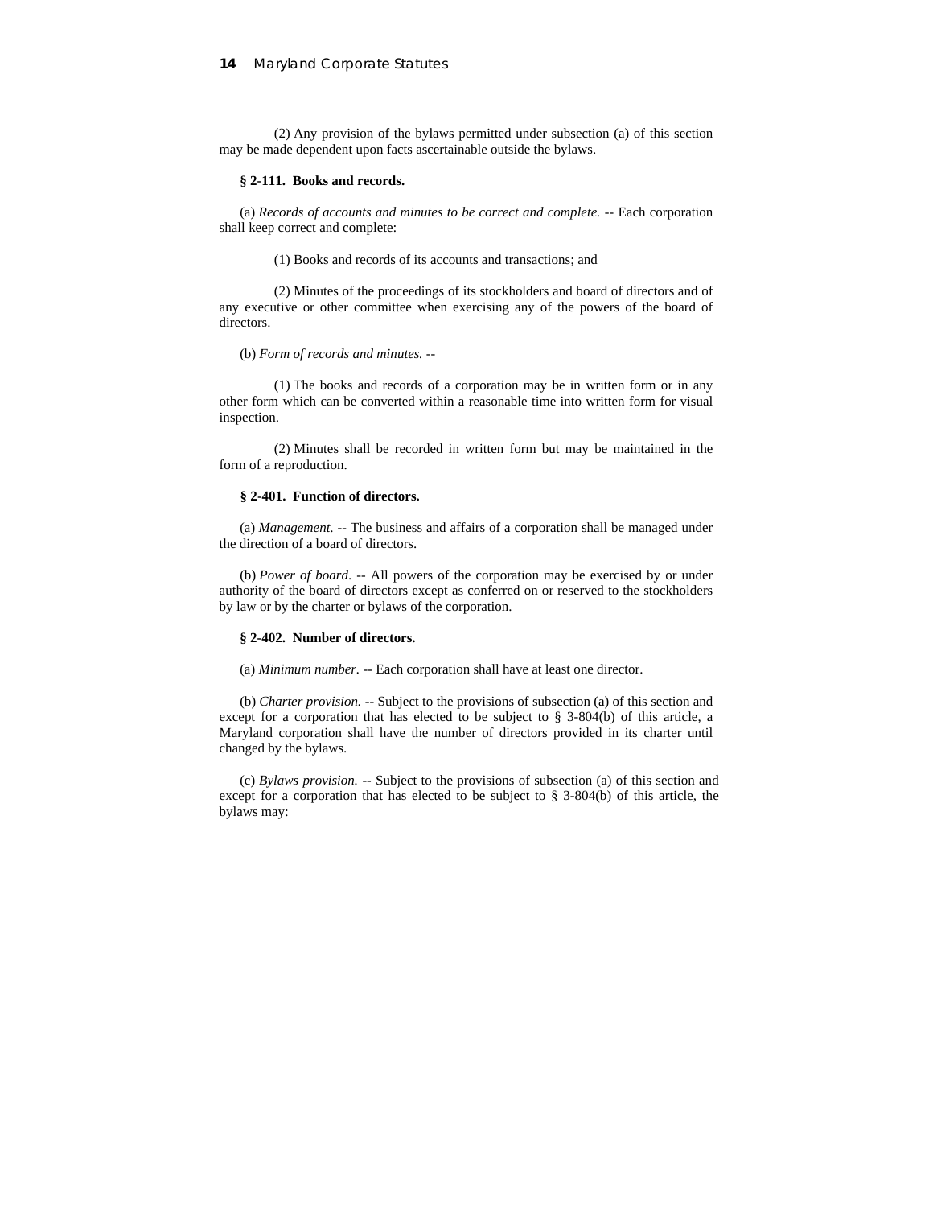(2) Any provision of the bylaws permitted under subsection (a) of this section may be made dependent upon facts ascertainable outside the bylaws.

**§ 2-111. Books and records.**

(a) *Records of accounts and minutes to be correct and complete.* -- Each corporation shall keep correct and complete:

(1) Books and records of its accounts and transactions; and

(2) Minutes of the proceedings of its stockholders and board of directors and of any executive or other committee when exercising any of the powers of the board of directors.

(b) *Form of records and minutes.* --

(1) The books and records of a corporation may be in written form or in any other form which can be converted within a reasonable time into written form for visual inspection.

(2) Minutes shall be recorded in written form but may be maintained in the form of a reproduction.

**§ 2-401. Function of directors.**

(a) *Management.* -- The business and affairs of a corporation shall be managed under the direction of a board of directors.

(b) *Power of board.* -- All powers of the corporation may be exercised by or under authority of the board of directors except as conferred on or reserved to the stockholders by law or by the charter or bylaws of the corporation.

**§ 2-402. Number of directors.**

(a) *Minimum number.* -- Each corporation shall have at least one director.

(b) *Charter provision.* -- Subject to the provisions of subsection (a) of this section and except for a corporation that has elected to be subject to § 3-804(b) of this article, a Maryland corporation shall have the number of directors provided in its charter until changed by the bylaws.

(c) *Bylaws provision.* -- Subject to the provisions of subsection (a) of this section and except for a corporation that has elected to be subject to § 3-804(b) of this article, the bylaws may: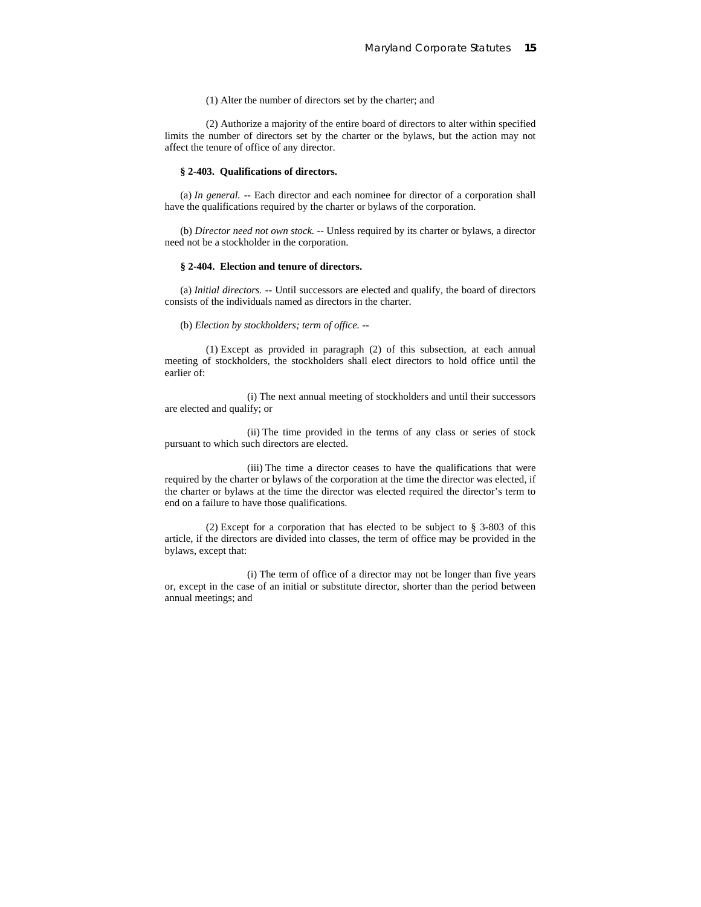(1) Alter the number of directors set by the charter; and

(2) Authorize a majority of the entire board of directors to alter within specified limits the number of directors set by the charter or the bylaws, but the action may not affect the tenure of office of any director.

**§ 2-403. Qualifications of directors.**

(a) *In general.* -- Each director and each nominee for director of a corporation shall have the qualifications required by the charter or bylaws of the corporation.

(b) *Director need not own stock.* -- Unless required by its charter or bylaws, a director need not be a stockholder in the corporation.

**§ 2-404. Election and tenure of directors.**

(a) *Initial directors.* -- Until successors are elected and qualify, the board of directors consists of the individuals named as directors in the charter.

(b) *Election by stockholders; term of office.* --

(1) Except as provided in paragraph (2) of this subsection, at each annual meeting of stockholders, the stockholders shall elect directors to hold office until the earlier of:

(i) The next annual meeting of stockholders and until their successors are elected and qualify; or

(ii) The time provided in the terms of any class or series of stock pursuant to which such directors are elected.

(iii) The time a director ceases to have the qualifications that were required by the charter or bylaws of the corporation at the time the director was elected, if the charter or bylaws at the time the director was elected required the director's term to end on a failure to have those qualifications.

(2) Except for a corporation that has elected to be subject to § 3-803 of this article, if the directors are divided into classes, the term of office may be provided in the bylaws, except that:

(i) The term of office of a director may not be longer than five years or, except in the case of an initial or substitute director, shorter than the period between annual meetings; and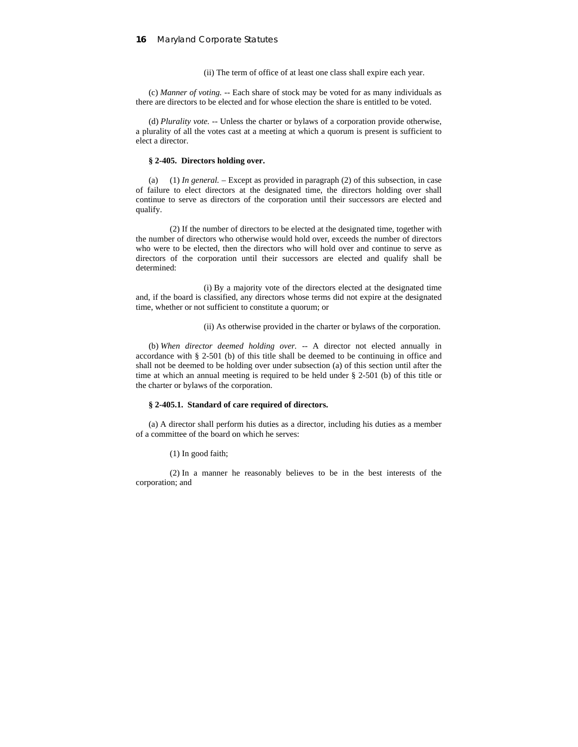(ii) The term of office of at least one class shall expire each year.

(c) *Manner of voting.* -- Each share of stock may be voted for as many individuals as there are directors to be elected and for whose election the share is entitled to be voted.

(d) *Plurality vote.* -- Unless the charter or bylaws of a corporation provide otherwise, a plurality of all the votes cast at a meeting at which a quorum is present is sufficient to elect a director.

**§ 2-405. Directors holding over.**

(a) (1) *In general.* – Except as provided in paragraph (2) of this subsection, in case of failure to elect directors at the designated time, the directors holding over shall continue to serve as directors of the corporation until their successors are elected and qualify.

(2) If the number of directors to be elected at the designated time, together with the number of directors who otherwise would hold over, exceeds the number of directors who were to be elected, then the directors who will hold over and continue to serve as directors of the corporation until their successors are elected and qualify shall be determined:

(i) By a majority vote of the directors elected at the designated time and, if the board is classified, any directors whose terms did not expire at the designated time, whether or not sufficient to constitute a quorum; or

(ii) As otherwise provided in the charter or bylaws of the corporation.

(b) *When director deemed holding over.* -- A director not elected annually in accordance with § 2-501 (b) of this title shall be deemed to be continuing in office and shall not be deemed to be holding over under subsection (a) of this section until after the time at which an annual meeting is required to be held under § 2-501 (b) of this title or the charter or bylaws of the corporation.

**§ 2-405.1. Standard of care required of directors.**

(a) A director shall perform his duties as a director, including his duties as a member of a committee of the board on which he serves:

(1) In good faith;

(2) In a manner he reasonably believes to be in the best interests of the corporation; and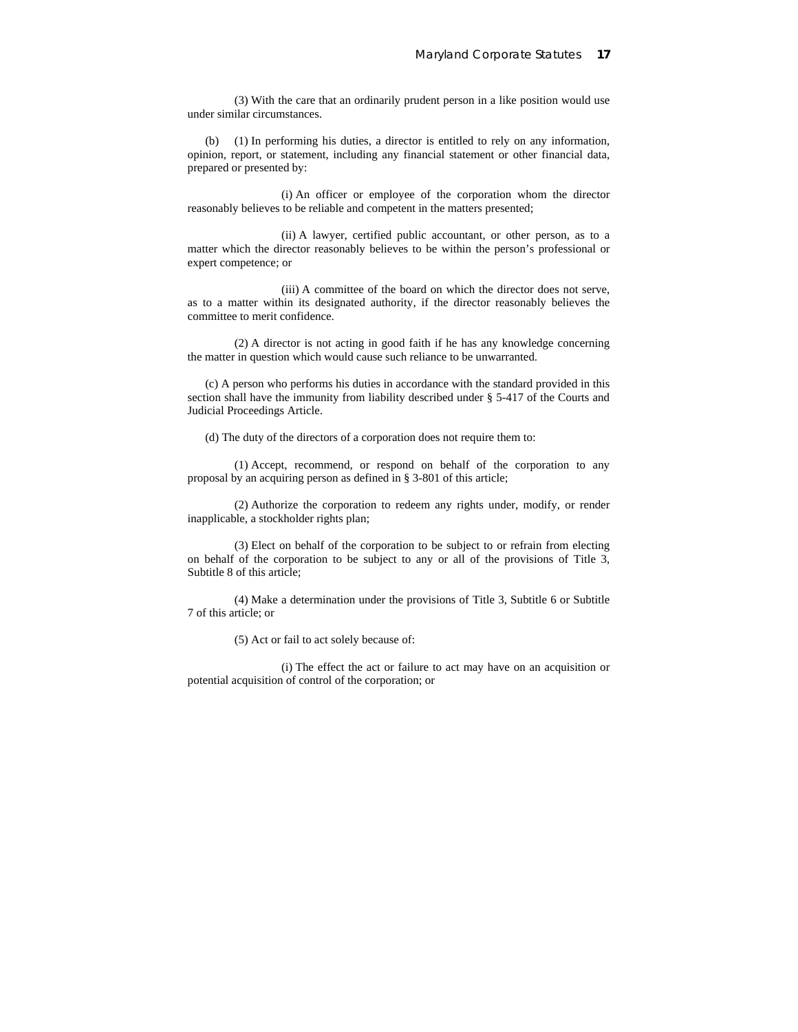(3) With the care that an ordinarily prudent person in a like position would use under similar circumstances.

(b) (1) In performing his duties, a director is entitled to rely on any information, opinion, report, or statement, including any financial statement or other financial data, prepared or presented by:

(i) An officer or employee of the corporation whom the director reasonably believes to be reliable and competent in the matters presented;

(ii) A lawyer, certified public accountant, or other person, as to a matter which the director reasonably believes to be within the person's professional or expert competence; or

(iii) A committee of the board on which the director does not serve, as to a matter within its designated authority, if the director reasonably believes the committee to merit confidence.

(2) A director is not acting in good faith if he has any knowledge concerning the matter in question which would cause such reliance to be unwarranted.

(c) A person who performs his duties in accordance with the standard provided in this section shall have the immunity from liability described under § 5-417 of the Courts and Judicial Proceedings Article.

(d) The duty of the directors of a corporation does not require them to:

(1) Accept, recommend, or respond on behalf of the corporation to any proposal by an acquiring person as defined in § 3-801 of this article;

(2) Authorize the corporation to redeem any rights under, modify, or render inapplicable, a stockholder rights plan;

(3) Elect on behalf of the corporation to be subject to or refrain from electing on behalf of the corporation to be subject to any or all of the provisions of Title 3, Subtitle 8 of this article;

(4) Make a determination under the provisions of Title 3, Subtitle 6 or Subtitle 7 of this article; or

(5) Act or fail to act solely because of:

(i) The effect the act or failure to act may have on an acquisition or potential acquisition of control of the corporation; or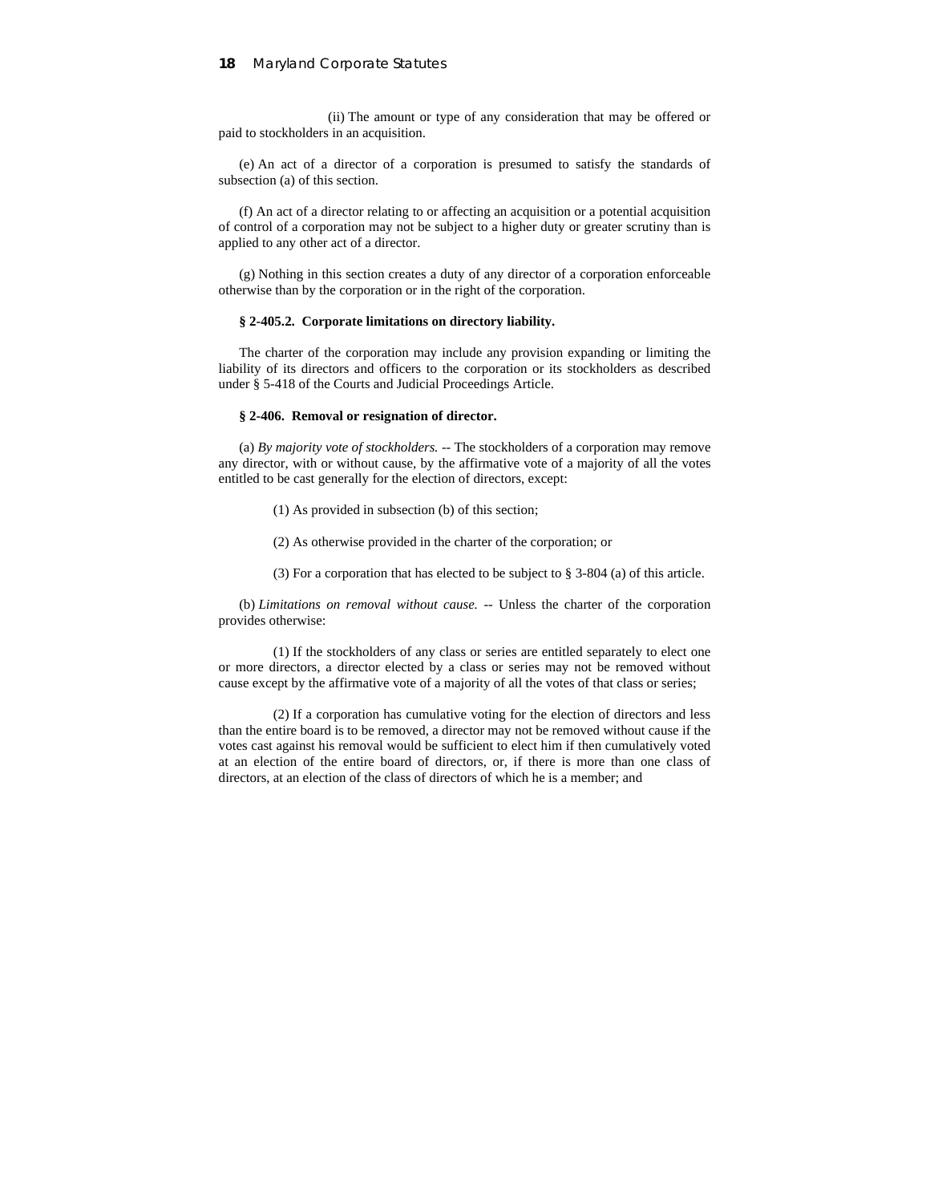(ii) The amount or type of any consideration that may be offered or paid to stockholders in an acquisition.

(e) An act of a director of a corporation is presumed to satisfy the standards of subsection (a) of this section.

(f) An act of a director relating to or affecting an acquisition or a potential acquisition of control of a corporation may not be subject to a higher duty or greater scrutiny than is applied to any other act of a director.

(g) Nothing in this section creates a duty of any director of a corporation enforceable otherwise than by the corporation or in the right of the corporation.

**§ 2-405.2. Corporate limitations on directory liability.**

The charter of the corporation may include any provision expanding or limiting the liability of its directors and officers to the corporation or its stockholders as described under § 5-418 of the Courts and Judicial Proceedings Article.

**§ 2-406. Removal or resignation of director.**

(a) *By majority vote of stockholders.* -- The stockholders of a corporation may remove any director, with or without cause, by the affirmative vote of a majority of all the votes entitled to be cast generally for the election of directors, except:

(1) As provided in subsection (b) of this section;

(2) As otherwise provided in the charter of the corporation; or

(3) For a corporation that has elected to be subject to § 3-804 (a) of this article.

(b) *Limitations on removal without cause.* -- Unless the charter of the corporation provides otherwise:

(1) If the stockholders of any class or series are entitled separately to elect one or more directors, a director elected by a class or series may not be removed without cause except by the affirmative vote of a majority of all the votes of that class or series;

(2) If a corporation has cumulative voting for the election of directors and less than the entire board is to be removed, a director may not be removed without cause if the votes cast against his removal would be sufficient to elect him if then cumulatively voted at an election of the entire board of directors, or, if there is more than one class of directors, at an election of the class of directors of which he is a member; and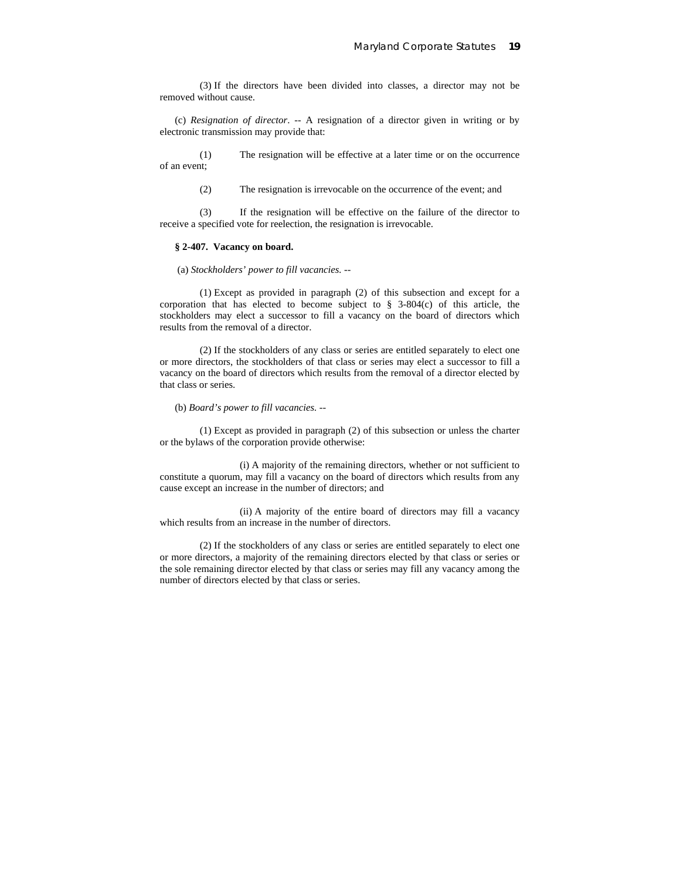(3) If the directors have been divided into classes, a director may not be removed without cause.

(c) *Resignation of director*. -- A resignation of a director given in writing or by electronic transmission may provide that:

(1) The resignation will be effective at a later time or on the occurrence of an event;

(2) The resignation is irrevocable on the occurrence of the event; and

(3) If the resignation will be effective on the failure of the director to receive a specified vote for reelection, the resignation is irrevocable.

**§ 2-407. Vacancy on board.**

(a) *Stockholders' power to fill vacancies.* --

(1) Except as provided in paragraph (2) of this subsection and except for a corporation that has elected to become subject to § 3-804(c) of this article, the stockholders may elect a successor to fill a vacancy on the board of directors which results from the removal of a director.

(2) If the stockholders of any class or series are entitled separately to elect one or more directors, the stockholders of that class or series may elect a successor to fill a vacancy on the board of directors which results from the removal of a director elected by that class or series.

(b) *Board's power to fill vacancies.* --

(1) Except as provided in paragraph (2) of this subsection or unless the charter or the bylaws of the corporation provide otherwise:

(i) A majority of the remaining directors, whether or not sufficient to constitute a quorum, may fill a vacancy on the board of directors which results from any cause except an increase in the number of directors; and

(ii) A majority of the entire board of directors may fill a vacancy which results from an increase in the number of directors.

(2) If the stockholders of any class or series are entitled separately to elect one or more directors, a majority of the remaining directors elected by that class or series or the sole remaining director elected by that class or series may fill any vacancy among the number of directors elected by that class or series.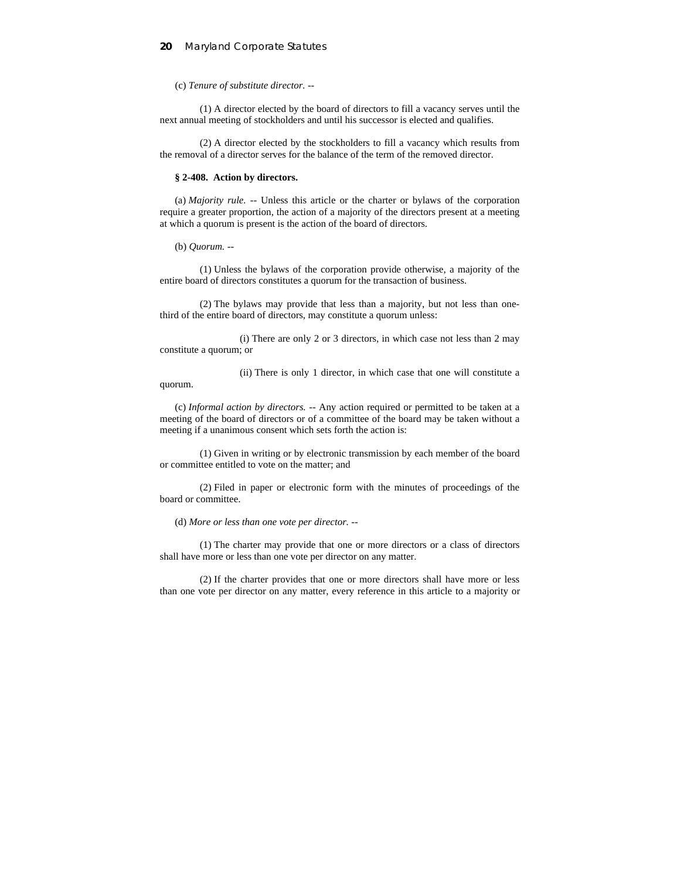(c) *Tenure of substitute director.* --

(1) A director elected by the board of directors to fill a vacancy serves until the next annual meeting of stockholders and until his successor is elected and qualifies.

(2) A director elected by the stockholders to fill a vacancy which results from the removal of a director serves for the balance of the term of the removed director.

**§ 2-408. Action by directors.**

(a) *Majority rule.* -- Unless this article or the charter or bylaws of the corporation require a greater proportion, the action of a majority of the directors present at a meeting at which a quorum is present is the action of the board of directors.

(b) *Quorum.* --

(1) Unless the bylaws of the corporation provide otherwise, a majority of the entire board of directors constitutes a quorum for the transaction of business.

(2) The bylaws may provide that less than a majority, but not less than one-third of the entire board of directors, may constitute a quorum unless:

(i) There are only 2 or 3 directors, in which case not less than 2 may constitute a quorum; or

(ii) There is only 1 director, in which case that one will constitute a quorum.

(c) *Informal action by directors.* -- Any action required or permitted to be taken at a meeting of the board of directors or of a committee of the board may be taken without a meeting if a unanimous consent which sets forth the action is:

(1) Given in writing or by electronic transmission by each member of the board or committee entitled to vote on the matter; and

(2) Filed in paper or electronic form with the minutes of proceedings of the board or committee.

(d) *More or less than one vote per director.* --

(1) The charter may provide that one or more directors or a class of directors shall have more or less than one vote per director on any matter.

(2) If the charter provides that one or more directors shall have more or less than one vote per director on any matter, every reference in this article to a majority or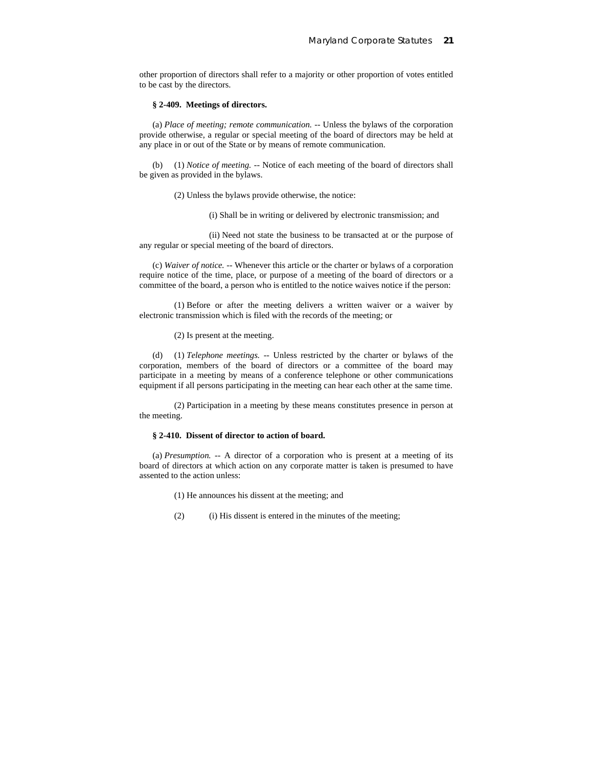other proportion of directors shall refer to a majority or other proportion of votes entitled to be cast by the directors.

**§ 2-409. Meetings of directors.**

(a) *Place of meeting; remote communication.* -- Unless the bylaws of the corporation provide otherwise, a regular or special meeting of the board of directors may be held at any place in or out of the State or by means of remote communication.

(b) (1) *Notice of meeting.* -- Notice of each meeting of the board of directors shall be given as provided in the bylaws.

(2) Unless the bylaws provide otherwise, the notice:

(i) Shall be in writing or delivered by electronic transmission; and

(ii) Need not state the business to be transacted at or the purpose of any regular or special meeting of the board of directors.

(c) *Waiver of notice.* -- Whenever this article or the charter or bylaws of a corporation require notice of the time, place, or purpose of a meeting of the board of directors or a committee of the board, a person who is entitled to the notice waives notice if the person:

(1) Before or after the meeting delivers a written waiver or a waiver by electronic transmission which is filed with the records of the meeting; or

(2) Is present at the meeting.

(d) (1) *Telephone meetings.* -- Unless restricted by the charter or bylaws of the corporation, members of the board of directors or a committee of the board may participate in a meeting by means of a conference telephone or other communications equipment if all persons participating in the meeting can hear each other at the same time.

(2) Participation in a meeting by these means constitutes presence in person at the meeting.

**§ 2-410. Dissent of director to action of board.**

(a) *Presumption.* -- A director of a corporation who is present at a meeting of its board of directors at which action on any corporate matter is taken is presumed to have assented to the action unless:

(1) He announces his dissent at the meeting; and

(2) (i) His dissent is entered in the minutes of the meeting;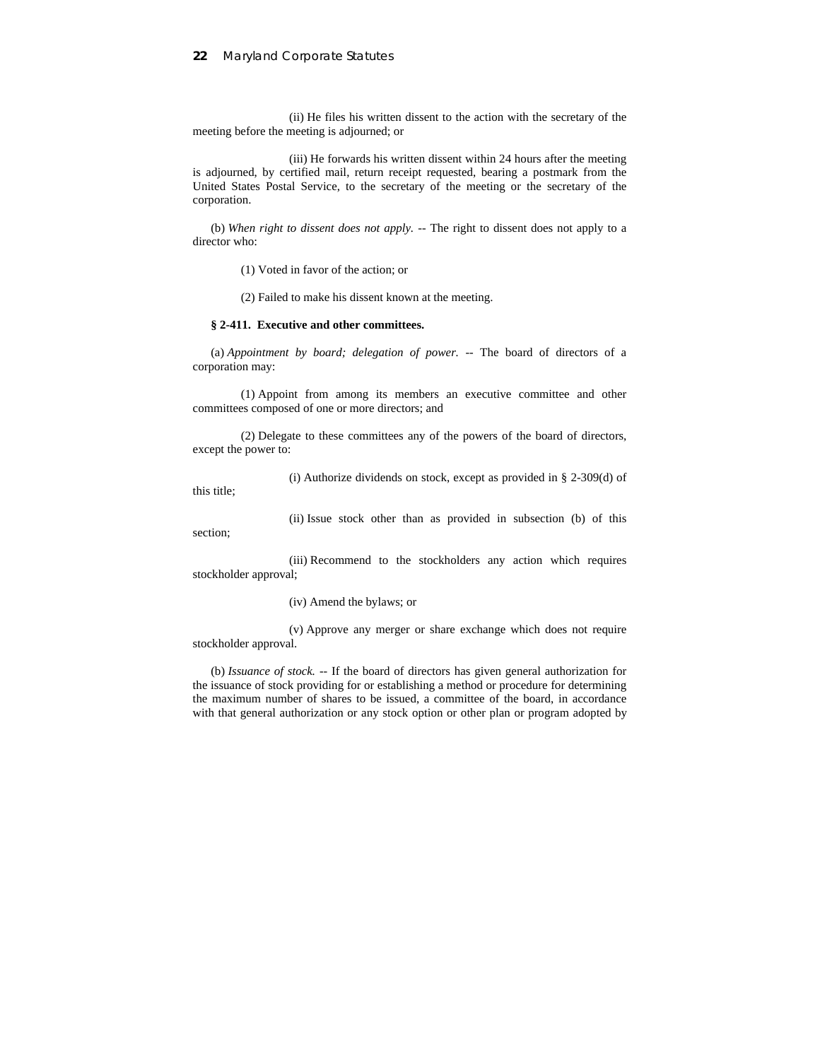(ii) He files his written dissent to the action with the secretary of the meeting before the meeting is adjourned; or

(iii) He forwards his written dissent within 24 hours after the meeting is adjourned, by certified mail, return receipt requested, bearing a postmark from the United States Postal Service, to the secretary of the meeting or the secretary of the corporation.

(b) *When right to dissent does not apply.* -- The right to dissent does not apply to a director who:

(1) Voted in favor of the action; or

(2) Failed to make his dissent known at the meeting.

**§ 2-411. Executive and other committees.**

(a) *Appointment by board; delegation of power.* -- The board of directors of a corporation may:

(1) Appoint from among its members an executive committee and other committees composed of one or more directors; and

(2) Delegate to these committees any of the powers of the board of directors, except the power to:

(i) Authorize dividends on stock, except as provided in § 2-309(d) of this title;

(ii) Issue stock other than as provided in subsection (b) of this section;

(iii) Recommend to the stockholders any action which requires stockholder approval;

(iv) Amend the bylaws; or

(v) Approve any merger or share exchange which does not require stockholder approval.

(b) *Issuance of stock.* -- If the board of directors has given general authorization for the issuance of stock providing for or establishing a method or procedure for determining the maximum number of shares to be issued, a committee of the board, in accordance with that general authorization or any stock option or other plan or program adopted by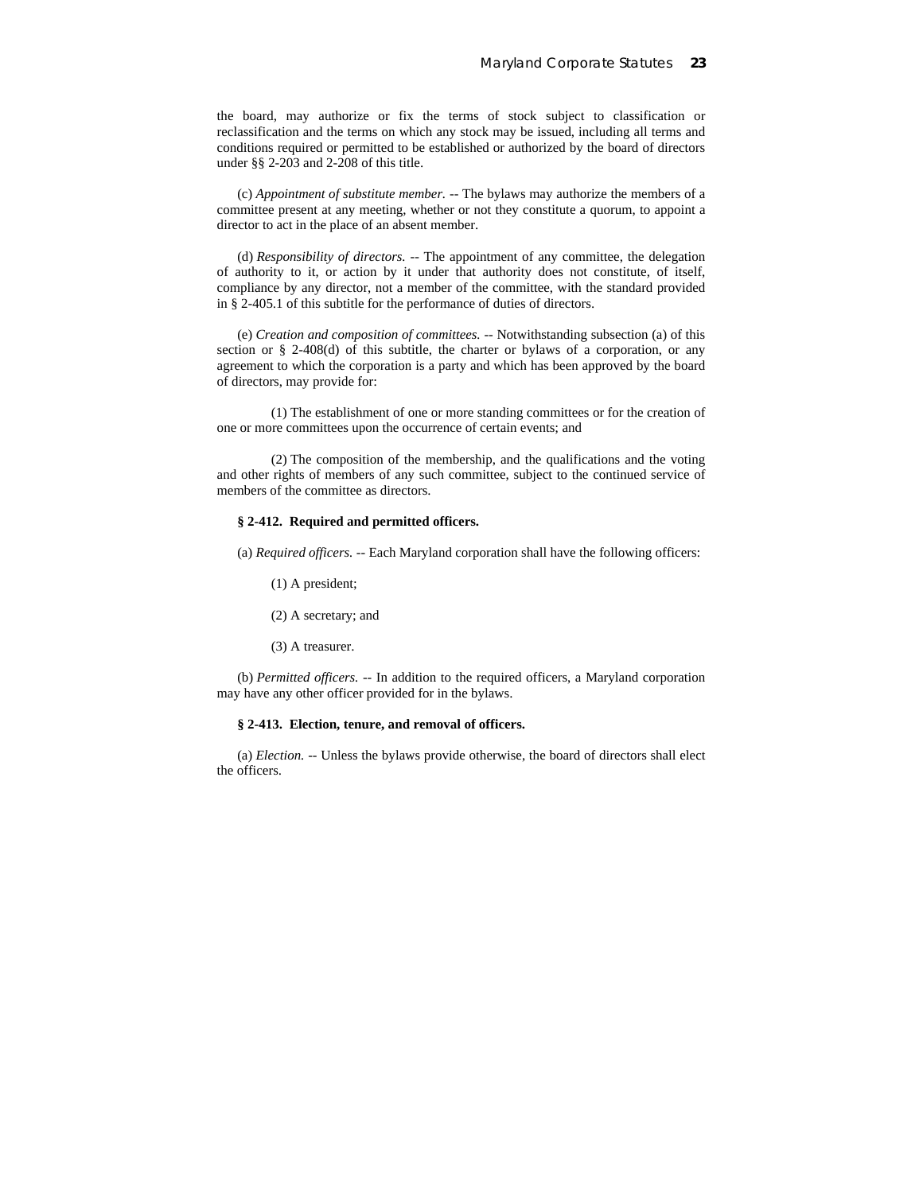the board, may authorize or fix the terms of stock subject to classification or reclassification and the terms on which any stock may be issued, including all terms and conditions required or permitted to be established or authorized by the board of directors under §§ 2-203 and 2-208 of this title.

(c) *Appointment of substitute member.* -- The bylaws may authorize the members of a committee present at any meeting, whether or not they constitute a quorum, to appoint a director to act in the place of an absent member.

(d) *Responsibility of directors.* -- The appointment of any committee, the delegation of authority to it, or action by it under that authority does not constitute, of itself, compliance by any director, not a member of the committee, with the standard provided in § 2-405.1 of this subtitle for the performance of duties of directors.

(e) *Creation and composition of committees.* -- Notwithstanding subsection (a) of this section or § 2-408(d) of this subtitle, the charter or bylaws of a corporation, or any agreement to which the corporation is a party and which has been approved by the board of directors, may provide for:

(1) The establishment of one or more standing committees or for the creation of one or more committees upon the occurrence of certain events; and

(2) The composition of the membership, and the qualifications and the voting and other rights of members of any such committee, subject to the continued service of members of the committee as directors.

**§ 2-412. Required and permitted officers.**

(a) *Required officers.* -- Each Maryland corporation shall have the following officers:

(1) A president;

(2) A secretary; and

(3) A treasurer.

(b) *Permitted officers.* -- In addition to the required officers, a Maryland corporation may have any other officer provided for in the bylaws.

**§ 2-413. Election, tenure, and removal of officers.**

(a) *Election.* -- Unless the bylaws provide otherwise, the board of directors shall elect the officers.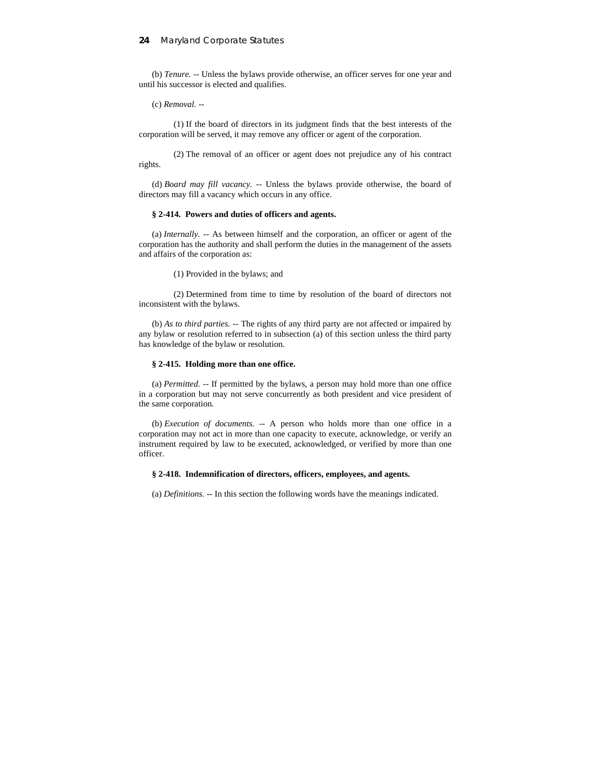(b) *Tenure.* -- Unless the bylaws provide otherwise, an officer serves for one year and until his successor is elected and qualifies.

(c) *Removal.* --

(1) If the board of directors in its judgment finds that the best interests of the corporation will be served, it may remove any officer or agent of the corporation.

(2) The removal of an officer or agent does not prejudice any of his contract rights.

(d) *Board may fill vacancy.* -- Unless the bylaws provide otherwise, the board of directors may fill a vacancy which occurs in any office.

**§ 2-414. Powers and duties of officers and agents.**

(a) *Internally.* -- As between himself and the corporation, an officer or agent of the corporation has the authority and shall perform the duties in the management of the assets and affairs of the corporation as:

(1) Provided in the bylaws; and

(2) Determined from time to time by resolution of the board of directors not inconsistent with the bylaws.

(b) *As to third parties.* -- The rights of any third party are not affected or impaired by any bylaw or resolution referred to in subsection (a) of this section unless the third party has knowledge of the bylaw or resolution.

**§ 2-415. Holding more than one office.**

(a) *Permitted.* -- If permitted by the bylaws, a person may hold more than one office in a corporation but may not serve concurrently as both president and vice president of the same corporation.

(b) *Execution of documents.* -- A person who holds more than one office in a corporation may not act in more than one capacity to execute, acknowledge, or verify an instrument required by law to be executed, acknowledged, or verified by more than one officer.

**§ 2-418. Indemnification of directors, officers, employees, and agents.**

(a) *Definitions.* -- In this section the following words have the meanings indicated.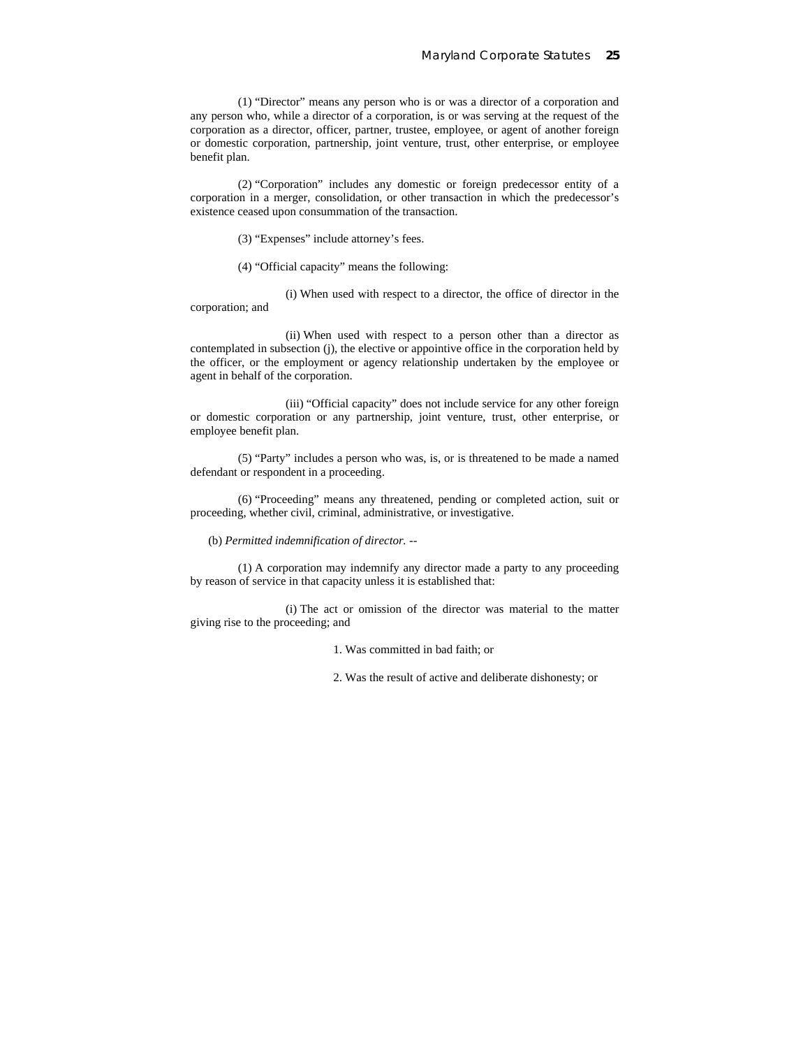(1) "Director" means any person who is or was a director of a corporation and any person who, while a director of a corporation, is or was serving at the request of the corporation as a director, officer, partner, trustee, employee, or agent of another foreign or domestic corporation, partnership, joint venture, trust, other enterprise, or employee benefit plan.

(2) "Corporation" includes any domestic or foreign predecessor entity of a corporation in a merger, consolidation, or other transaction in which the predecessor's existence ceased upon consummation of the transaction.

(3) "Expenses" include attorney's fees.

(4) "Official capacity" means the following:

(i) When used with respect to a director, the office of director in the corporation; and

(ii) When used with respect to a person other than a director as contemplated in subsection (j), the elective or appointive office in the corporation held by the officer, or the employment or agency relationship undertaken by the employee or agent in behalf of the corporation.

(iii) "Official capacity" does not include service for any other foreign or domestic corporation or any partnership, joint venture, trust, other enterprise, or employee benefit plan.

(5) "Party" includes a person who was, is, or is threatened to be made a named defendant or respondent in a proceeding.

(6) "Proceeding" means any threatened, pending or completed action, suit or proceeding, whether civil, criminal, administrative, or investigative.

(b) *Permitted indemnification of director.* --

(1) A corporation may indemnify any director made a party to any proceeding by reason of service in that capacity unless it is established that:

(i) The act or omission of the director was material to the matter giving rise to the proceeding; and

1. Was committed in bad faith; or

2. Was the result of active and deliberate dishonesty; or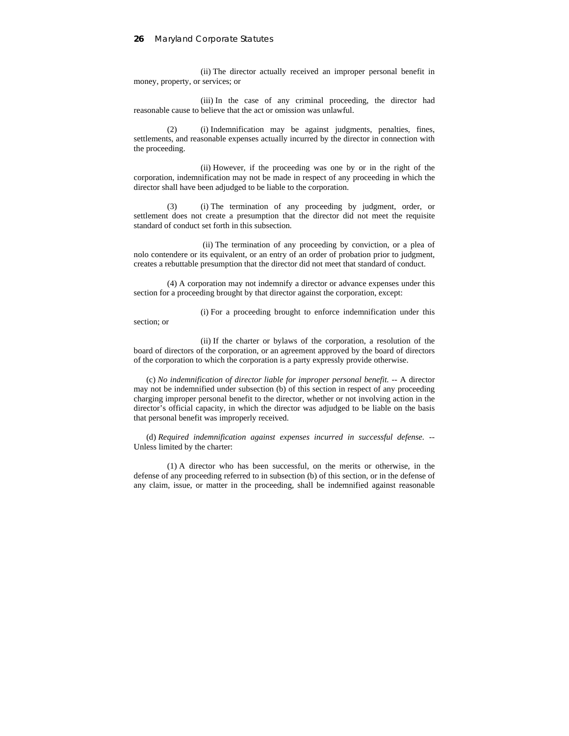(ii) The director actually received an improper personal benefit in money, property, or services; or

(iii) In the case of any criminal proceeding, the director had reasonable cause to believe that the act or omission was unlawful.

(2) (i) Indemnification may be against judgments, penalties, fines, settlements, and reasonable expenses actually incurred by the director in connection with the proceeding.

(ii) However, if the proceeding was one by or in the right of the corporation, indemnification may not be made in respect of any proceeding in which the director shall have been adjudged to be liable to the corporation.

(3) (i) The termination of any proceeding by judgment, order, or settlement does not create a presumption that the director did not meet the requisite standard of conduct set forth in this subsection.

(ii) The termination of any proceeding by conviction, or a plea of nolo contendere or its equivalent, or an entry of an order of probation prior to judgment, creates a rebuttable presumption that the director did not meet that standard of conduct.

(4) A corporation may not indemnify a director or advance expenses under this section for a proceeding brought by that director against the corporation, except:

(i) For a proceeding brought to enforce indemnification under this section; or

(ii) If the charter or bylaws of the corporation, a resolution of the board of directors of the corporation, or an agreement approved by the board of directors of the corporation to which the corporation is a party expressly provide otherwise.

(c) *No indemnification of director liable for improper personal benefit.* -- A director may not be indemnified under subsection (b) of this section in respect of any proceeding charging improper personal benefit to the director, whether or not involving action in the director's official capacity, in which the director was adjudged to be liable on the basis that personal benefit was improperly received.

(d) *Required indemnification against expenses incurred in successful defense.* -- Unless limited by the charter:

(1) A director who has been successful, on the merits or otherwise, in the defense of any proceeding referred to in subsection (b) of this section, or in the defense of any claim, issue, or matter in the proceeding, shall be indemnified against reasonable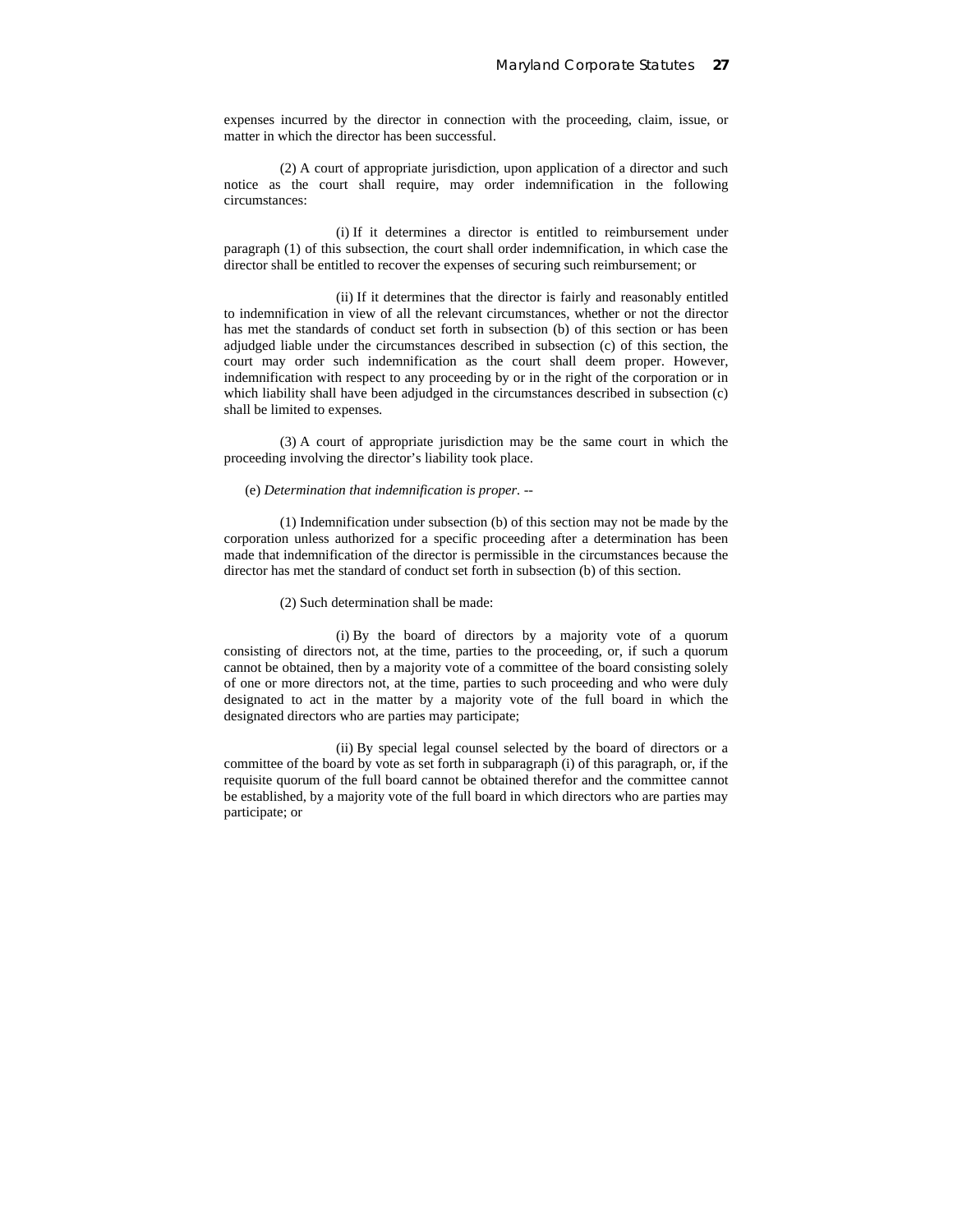expenses incurred by the director in connection with the proceeding, claim, issue, or matter in which the director has been successful.

(2) A court of appropriate jurisdiction, upon application of a director and such notice as the court shall require, may order indemnification in the following circumstances:

(i) If it determines a director is entitled to reimbursement under paragraph (1) of this subsection, the court shall order indemnification, in which case the director shall be entitled to recover the expenses of securing such reimbursement; or

(ii) If it determines that the director is fairly and reasonably entitled to indemnification in view of all the relevant circumstances, whether or not the director has met the standards of conduct set forth in subsection (b) of this section or has been adjudged liable under the circumstances described in subsection (c) of this section, the court may order such indemnification as the court shall deem proper. However, indemnification with respect to any proceeding by or in the right of the corporation or in which liability shall have been adjudged in the circumstances described in subsection (c) shall be limited to expenses.

(3) A court of appropriate jurisdiction may be the same court in which the proceeding involving the director's liability took place.

(e) *Determination that indemnification is proper.* --

(1) Indemnification under subsection (b) of this section may not be made by the corporation unless authorized for a specific proceeding after a determination has been made that indemnification of the director is permissible in the circumstances because the director has met the standard of conduct set forth in subsection (b) of this section.

(2) Such determination shall be made:

(i) By the board of directors by a majority vote of a quorum consisting of directors not, at the time, parties to the proceeding, or, if such a quorum cannot be obtained, then by a majority vote of a committee of the board consisting solely of one or more directors not, at the time, parties to such proceeding and who were duly designated to act in the matter by a majority vote of the full board in which the designated directors who are parties may participate;

(ii) By special legal counsel selected by the board of directors or a committee of the board by vote as set forth in subparagraph (i) of this paragraph, or, if the requisite quorum of the full board cannot be obtained therefor and the committee cannot be established, by a majority vote of the full board in which directors who are parties may participate; or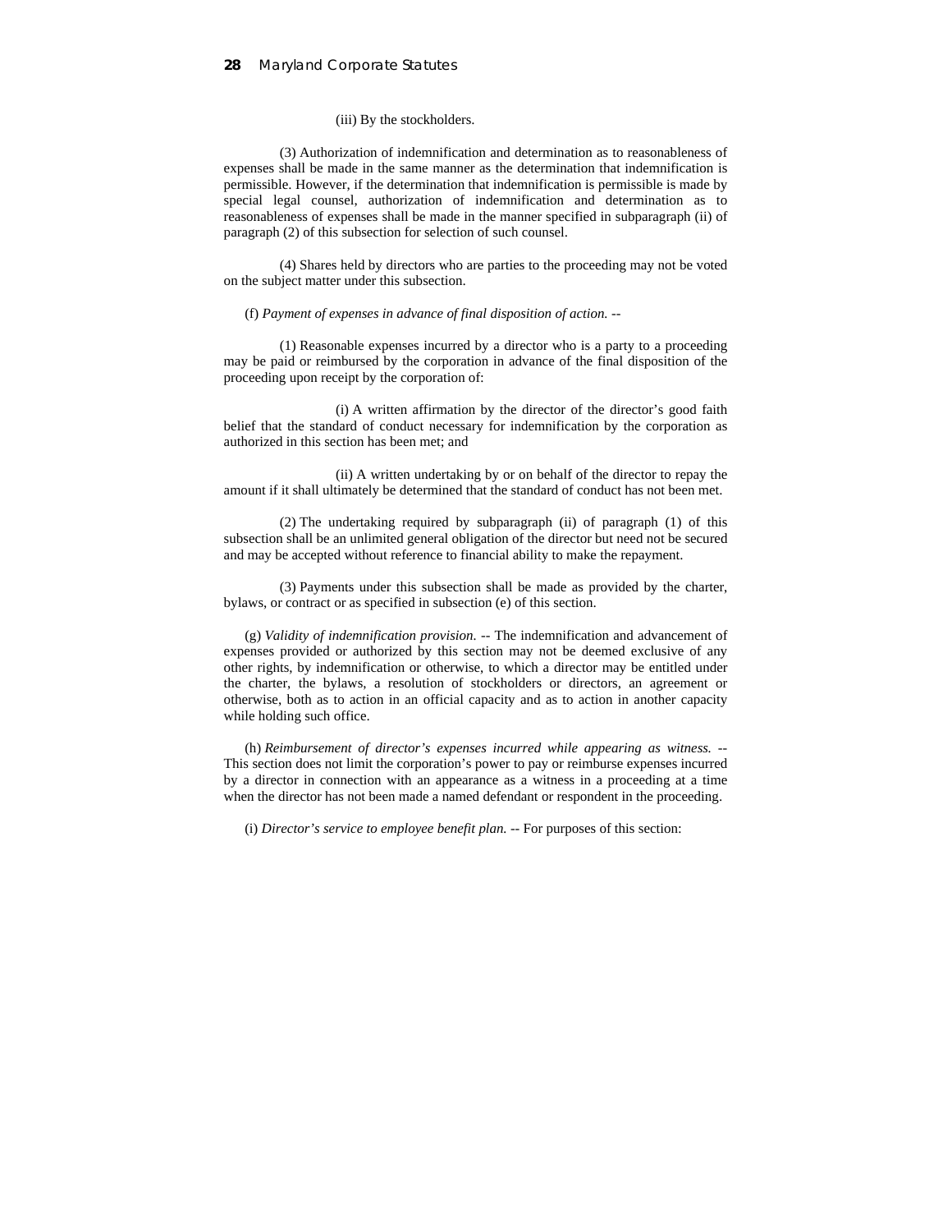(iii) By the stockholders.

(3) Authorization of indemnification and determination as to reasonableness of expenses shall be made in the same manner as the determination that indemnification is permissible. However, if the determination that indemnification is permissible is made by special legal counsel, authorization of indemnification and determination as to reasonableness of expenses shall be made in the manner specified in subparagraph (ii) of paragraph (2) of this subsection for selection of such counsel.

(4) Shares held by directors who are parties to the proceeding may not be voted on the subject matter under this subsection.

(f) *Payment of expenses in advance of final disposition of action.* --

(1) Reasonable expenses incurred by a director who is a party to a proceeding may be paid or reimbursed by the corporation in advance of the final disposition of the proceeding upon receipt by the corporation of:

(i) A written affirmation by the director of the director's good faith belief that the standard of conduct necessary for indemnification by the corporation as authorized in this section has been met; and

(ii) A written undertaking by or on behalf of the director to repay the amount if it shall ultimately be determined that the standard of conduct has not been met.

(2) The undertaking required by subparagraph (ii) of paragraph (1) of this subsection shall be an unlimited general obligation of the director but need not be secured and may be accepted without reference to financial ability to make the repayment.

(3) Payments under this subsection shall be made as provided by the charter, bylaws, or contract or as specified in subsection (e) of this section.

(g) *Validity of indemnification provision.* -- The indemnification and advancement of expenses provided or authorized by this section may not be deemed exclusive of any other rights, by indemnification or otherwise, to which a director may be entitled under the charter, the bylaws, a resolution of stockholders or directors, an agreement or otherwise, both as to action in an official capacity and as to action in another capacity while holding such office.

(h) *Reimbursement of director's expenses incurred while appearing as witness.* -- This section does not limit the corporation's power to pay or reimburse expenses incurred by a director in connection with an appearance as a witness in a proceeding at a time when the director has not been made a named defendant or respondent in the proceeding.

(i) *Director's service to employee benefit plan.* -- For purposes of this section: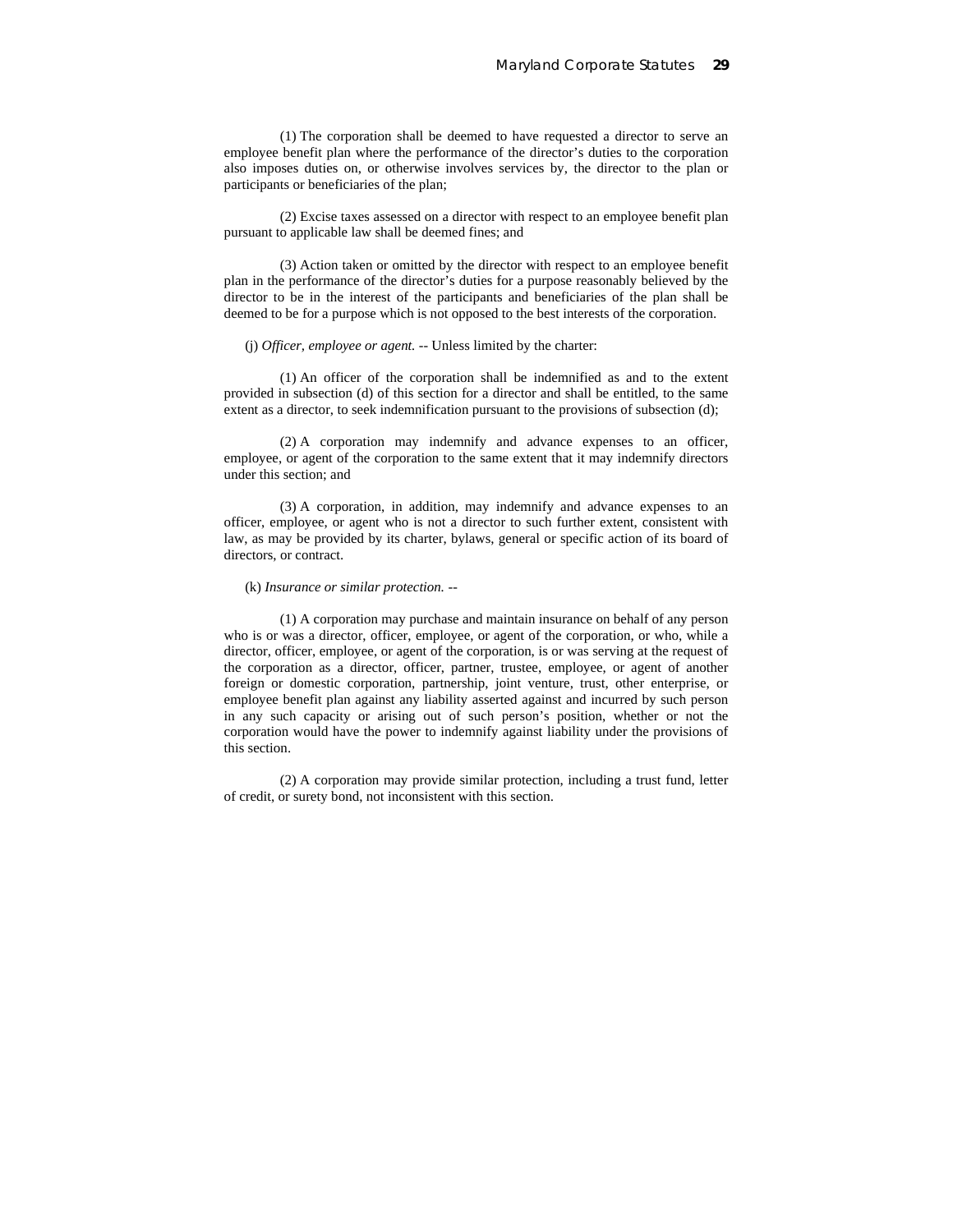(1) The corporation shall be deemed to have requested a director to serve an employee benefit plan where the performance of the director's duties to the corporation also imposes duties on, or otherwise involves services by, the director to the plan or participants or beneficiaries of the plan;

(2) Excise taxes assessed on a director with respect to an employee benefit plan pursuant to applicable law shall be deemed fines; and

(3) Action taken or omitted by the director with respect to an employee benefit plan in the performance of the director's duties for a purpose reasonably believed by the director to be in the interest of the participants and beneficiaries of the plan shall be deemed to be for a purpose which is not opposed to the best interests of the corporation.

(j) *Officer, employee or agent.* -- Unless limited by the charter:

(1) An officer of the corporation shall be indemnified as and to the extent provided in subsection (d) of this section for a director and shall be entitled, to the same extent as a director, to seek indemnification pursuant to the provisions of subsection (d);

(2) A corporation may indemnify and advance expenses to an officer, employee, or agent of the corporation to the same extent that it may indemnify directors under this section; and

(3) A corporation, in addition, may indemnify and advance expenses to an officer, employee, or agent who is not a director to such further extent, consistent with law, as may be provided by its charter, bylaws, general or specific action of its board of directors, or contract.

(k) *Insurance or similar protection.* --

(1) A corporation may purchase and maintain insurance on behalf of any person who is or was a director, officer, employee, or agent of the corporation, or who, while a director, officer, employee, or agent of the corporation, is or was serving at the request of the corporation as a director, officer, partner, trustee, employee, or agent of another foreign or domestic corporation, partnership, joint venture, trust, other enterprise, or employee benefit plan against any liability asserted against and incurred by such person in any such capacity or arising out of such person's position, whether or not the corporation would have the power to indemnify against liability under the provisions of this section.

(2) A corporation may provide similar protection, including a trust fund, letter of credit, or surety bond, not inconsistent with this section.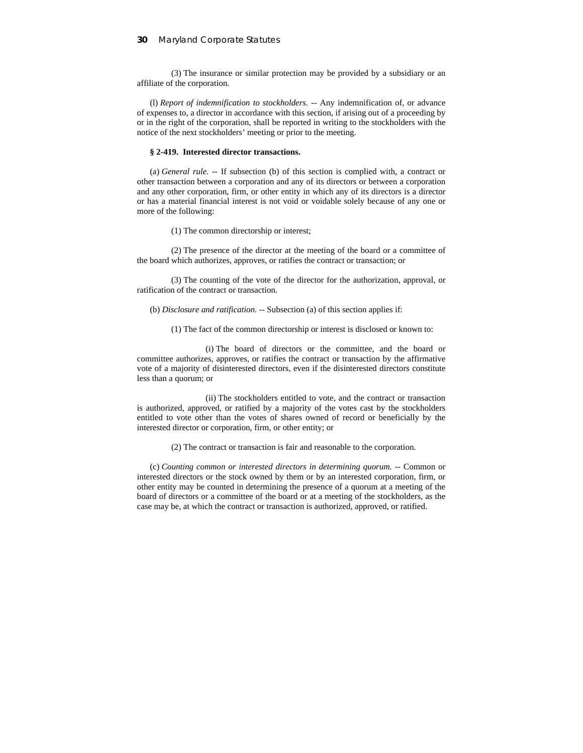(3) The insurance or similar protection may be provided by a subsidiary or an affiliate of the corporation.

(l) *Report of indemnification to stockholders.* -- Any indemnification of, or advance of expenses to, a director in accordance with this section, if arising out of a proceeding by or in the right of the corporation, shall be reported in writing to the stockholders with the notice of the next stockholders' meeting or prior to the meeting.

**§ 2-419. Interested director transactions.**

(a) *General rule.* -- If subsection (b) of this section is complied with, a contract or other transaction between a corporation and any of its directors or between a corporation and any other corporation, firm, or other entity in which any of its directors is a director or has a material financial interest is not void or voidable solely because of any one or more of the following:

(1) The common directorship or interest;

(2) The presence of the director at the meeting of the board or a committee of the board which authorizes, approves, or ratifies the contract or transaction; or

(3) The counting of the vote of the director for the authorization, approval, or ratification of the contract or transaction.

(b) *Disclosure and ratification.* -- Subsection (a) of this section applies if:

(1) The fact of the common directorship or interest is disclosed or known to:

(i) The board of directors or the committee, and the board or committee authorizes, approves, or ratifies the contract or transaction by the affirmative vote of a majority of disinterested directors, even if the disinterested directors constitute less than a quorum; or

(ii) The stockholders entitled to vote, and the contract or transaction is authorized, approved, or ratified by a majority of the votes cast by the stockholders entitled to vote other than the votes of shares owned of record or beneficially by the interested director or corporation, firm, or other entity; or

(2) The contract or transaction is fair and reasonable to the corporation.

(c) *Counting common or interested directors in determining quorum.* -- Common or interested directors or the stock owned by them or by an interested corporation, firm, or other entity may be counted in determining the presence of a quorum at a meeting of the board of directors or a committee of the board or at a meeting of the stockholders, as the case may be, at which the contract or transaction is authorized, approved, or ratified.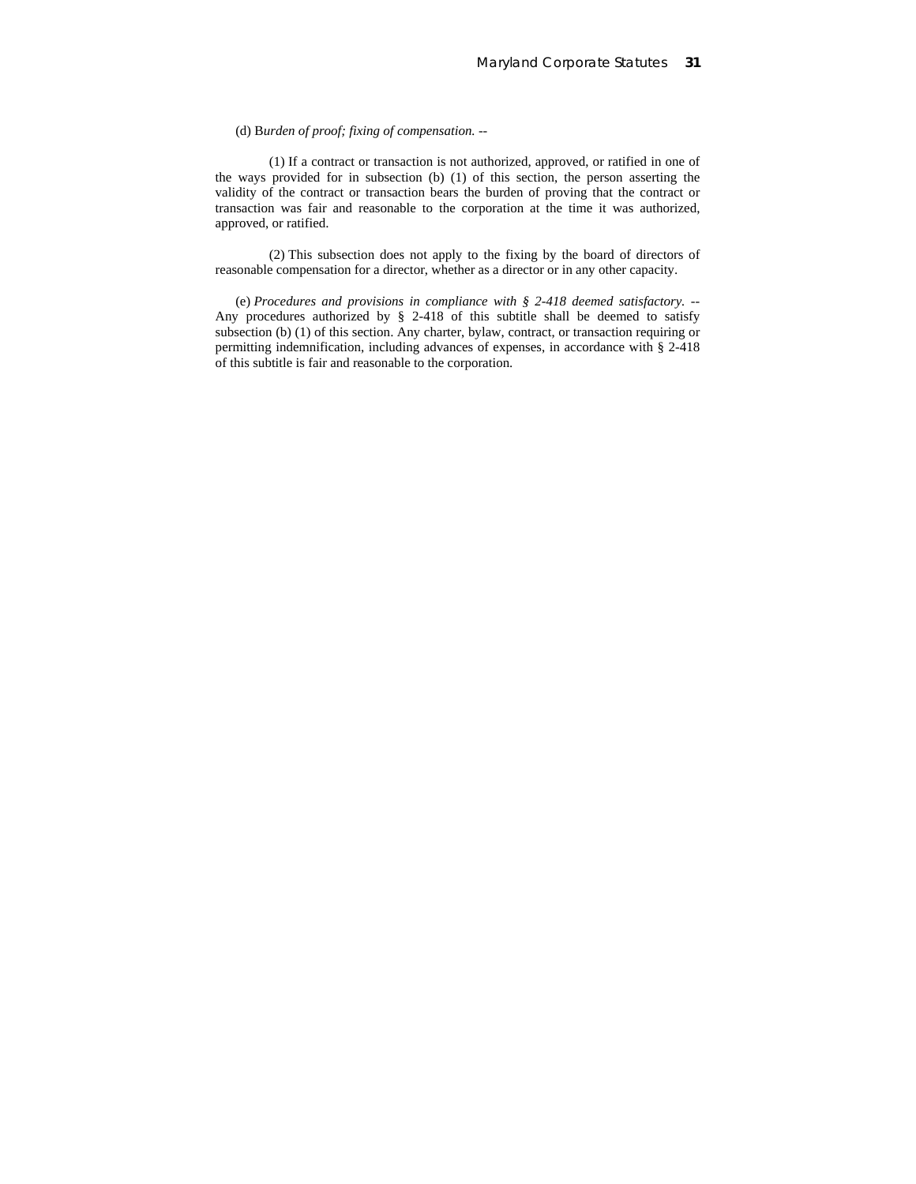(d) B*urden of proof; fixing of compensation.* --

(1) If a contract or transaction is not authorized, approved, or ratified in one of the ways provided for in subsection (b) (1) of this section, the person asserting the validity of the contract or transaction bears the burden of proving that the contract or transaction was fair and reasonable to the corporation at the time it was authorized, approved, or ratified.

(2) This subsection does not apply to the fixing by the board of directors of reasonable compensation for a director, whether as a director or in any other capacity.

(e) *Procedures and provisions in compliance with § 2-418 deemed satisfactory.* -- Any procedures authorized by § 2-418 of this subtitle shall be deemed to satisfy subsection (b) (1) of this section. Any charter, bylaw, contract, or transaction requiring or permitting indemnification, including advances of expenses, in accordance with § 2-418 of this subtitle is fair and reasonable to the corporation.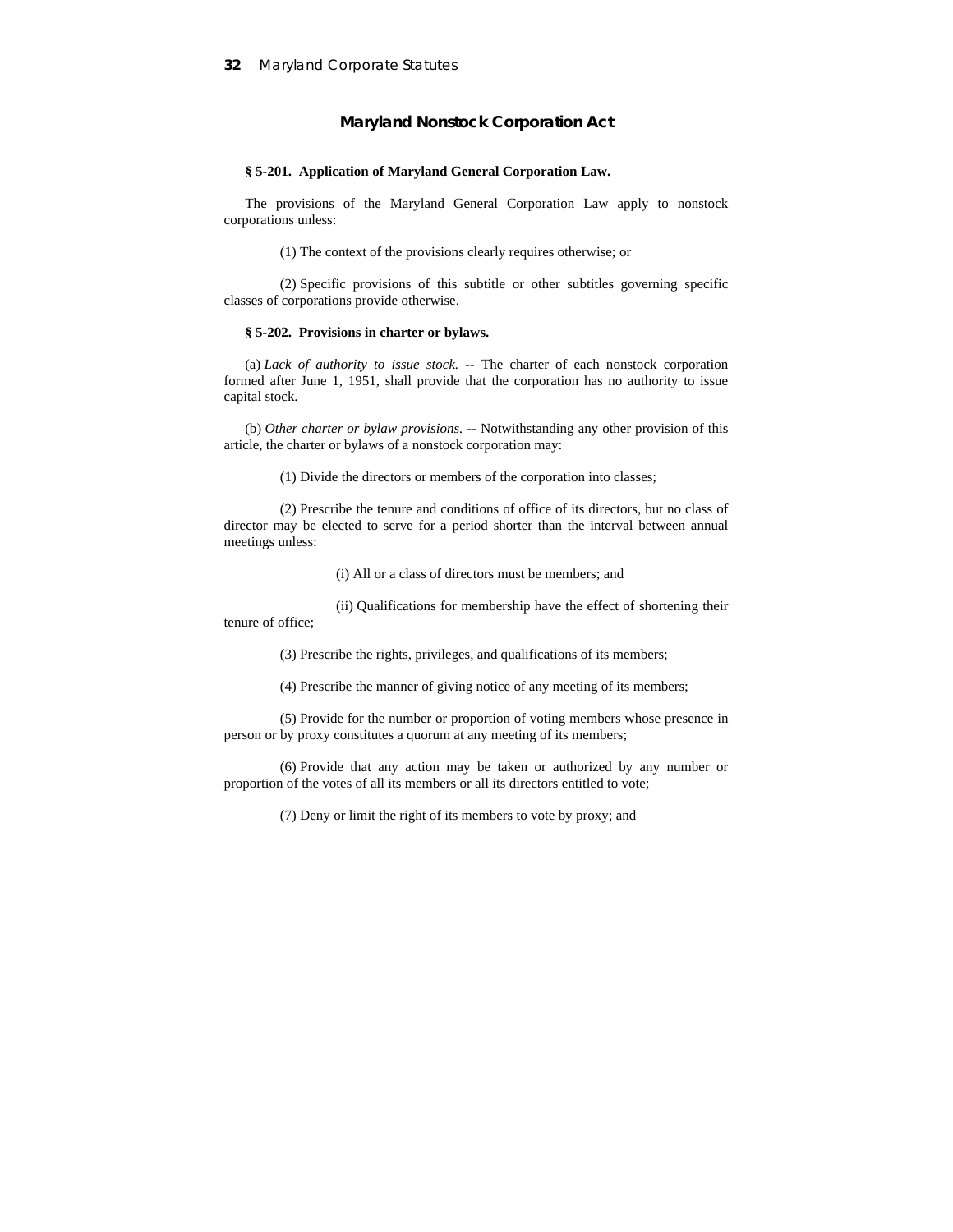## Maryland Nonstock Corporation Act

**§ 5-201. Application of Maryland General Corporation Law.**

The provisions of the Maryland General Corporation Law apply to nonstock corporations unless:

(1) The context of the provisions clearly requires otherwise; or

(2) Specific provisions of this subtitle or other subtitles governing specific classes of corporations provide otherwise.

**§ 5-202. Provisions in charter or bylaws.**

(a) *Lack of authority to issue stock.* -- The charter of each nonstock corporation formed after June 1, 1951, shall provide that the corporation has no authority to issue capital stock.

(b) *Other charter or bylaw provisions.* -- Notwithstanding any other provision of this article, the charter or bylaws of a nonstock corporation may:

(1) Divide the directors or members of the corporation into classes;

(2) Prescribe the tenure and conditions of office of its directors, but no class of director may be elected to serve for a period shorter than the interval between annual meetings unless:

(i) All or a class of directors must be members; and

(ii) Qualifications for membership have the effect of shortening their tenure of office;

(3) Prescribe the rights, privileges, and qualifications of its members;

(4) Prescribe the manner of giving notice of any meeting of its members;

(5) Provide for the number or proportion of voting members whose presence in person or by proxy constitutes a quorum at any meeting of its members;

(6) Provide that any action may be taken or authorized by any number or proportion of the votes of all its members or all its directors entitled to vote;

(7) Deny or limit the right of its members to vote by proxy; and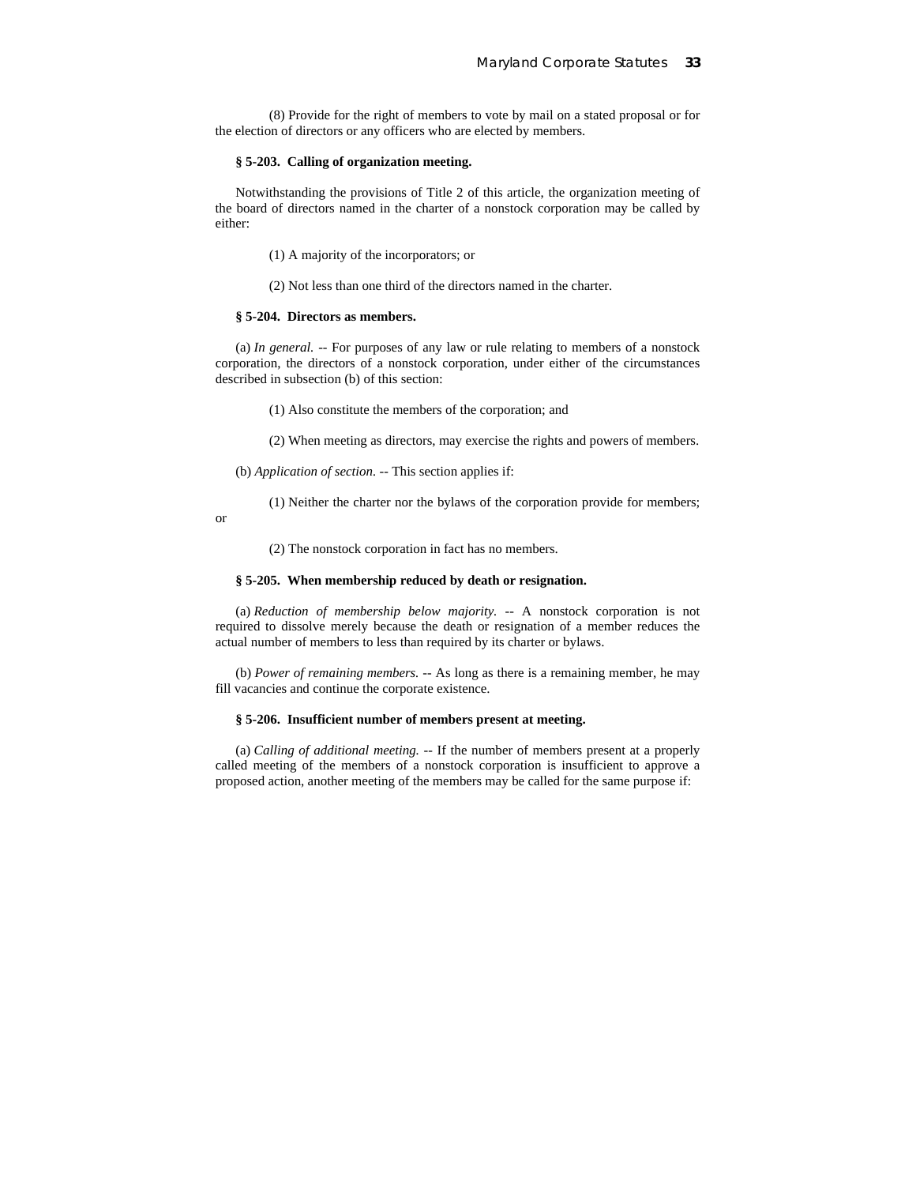(8) Provide for the right of members to vote by mail on a stated proposal or for the election of directors or any officers who are elected by members.

**§ 5-203. Calling of organization meeting.**

Notwithstanding the provisions of Title 2 of this article, the organization meeting of the board of directors named in the charter of a nonstock corporation may be called by either:

(1) A majority of the incorporators; or

(2) Not less than one third of the directors named in the charter.

**§ 5-204. Directors as members.**

(a) *In general.* -- For purposes of any law or rule relating to members of a nonstock corporation, the directors of a nonstock corporation, under either of the circumstances described in subsection (b) of this section:

(1) Also constitute the members of the corporation; and

(2) When meeting as directors, may exercise the rights and powers of members.

(b) *Application of section.* -- This section applies if:

(1) Neither the charter nor the bylaws of the corporation provide for members; or

(2) The nonstock corporation in fact has no members.

**§ 5-205. When membership reduced by death or resignation.**

(a) *Reduction of membership below majority.* -- A nonstock corporation is not required to dissolve merely because the death or resignation of a member reduces the actual number of members to less than required by its charter or bylaws.

(b) *Power of remaining members.* -- As long as there is a remaining member, he may fill vacancies and continue the corporate existence.

**§ 5-206. Insufficient number of members present at meeting.**

(a) *Calling of additional meeting.* -- If the number of members present at a properly called meeting of the members of a nonstock corporation is insufficient to approve a proposed action, another meeting of the members may be called for the same purpose if: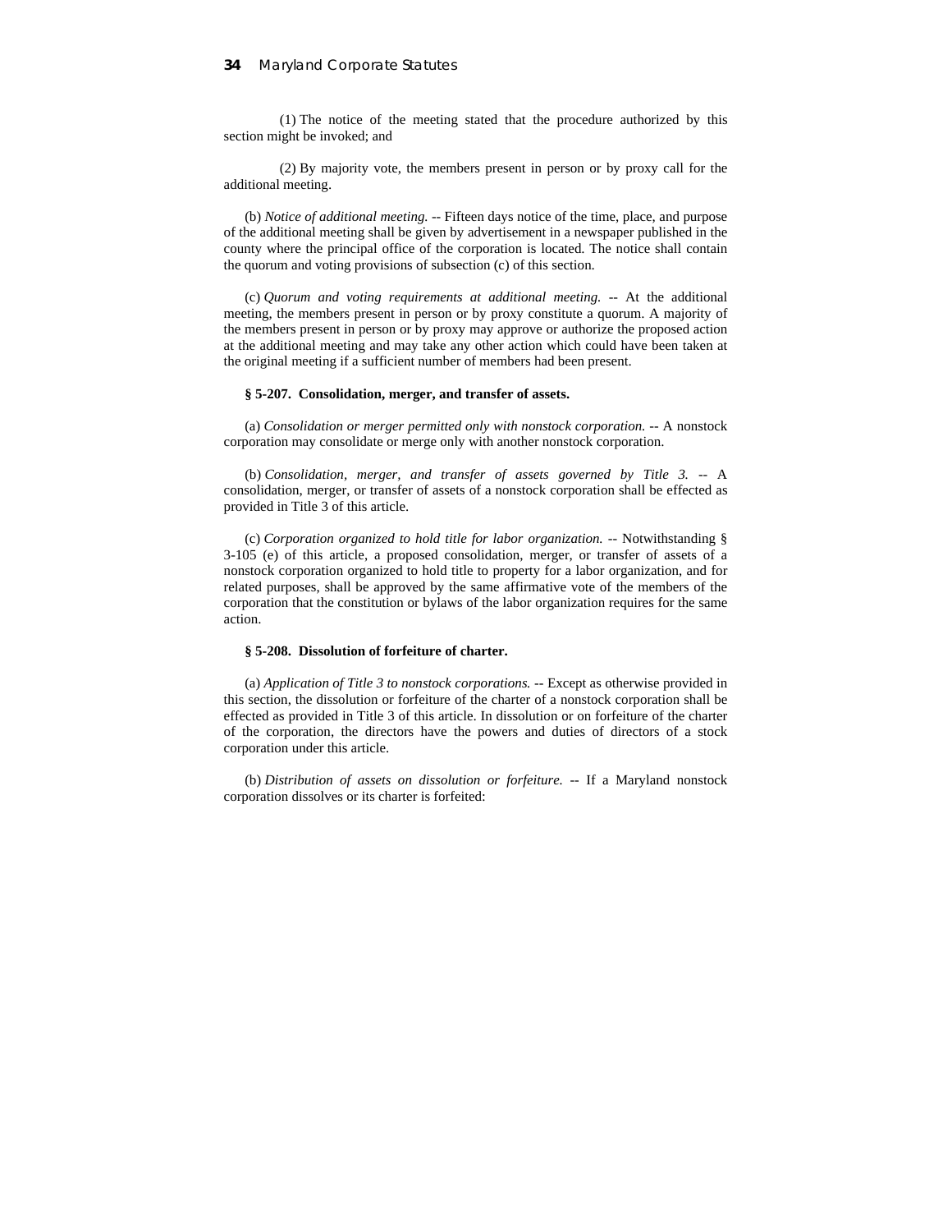(1) The notice of the meeting stated that the procedure authorized by this section might be invoked; and

(2) By majority vote, the members present in person or by proxy call for the additional meeting.

(b) *Notice of additional meeting.* -- Fifteen days notice of the time, place, and purpose of the additional meeting shall be given by advertisement in a newspaper published in the county where the principal office of the corporation is located. The notice shall contain the quorum and voting provisions of subsection (c) of this section.

(c) *Quorum and voting requirements at additional meeting.* -- At the additional meeting, the members present in person or by proxy constitute a quorum. A majority of the members present in person or by proxy may approve or authorize the proposed action at the additional meeting and may take any other action which could have been taken at the original meeting if a sufficient number of members had been present.

**§ 5-207. Consolidation, merger, and transfer of assets.**

(a) *Consolidation or merger permitted only with nonstock corporation.* -- A nonstock corporation may consolidate or merge only with another nonstock corporation.

(b) *Consolidation, merger, and transfer of assets governed by Title 3.* -- A consolidation, merger, or transfer of assets of a nonstock corporation shall be effected as provided in Title 3 of this article.

(c) *Corporation organized to hold title for labor organization.* -- Notwithstanding § 3-105 (e) of this article, a proposed consolidation, merger, or transfer of assets of a nonstock corporation organized to hold title to property for a labor organization, and for related purposes, shall be approved by the same affirmative vote of the members of the corporation that the constitution or bylaws of the labor organization requires for the same action.

**§ 5-208. Dissolution of forfeiture of charter.**

(a) *Application of Title 3 to nonstock corporations.* -- Except as otherwise provided in this section, the dissolution or forfeiture of the charter of a nonstock corporation shall be effected as provided in Title 3 of this article. In dissolution or on forfeiture of the charter of the corporation, the directors have the powers and duties of directors of a stock corporation under this article.

(b) *Distribution of assets on dissolution or forfeiture.* -- If a Maryland nonstock corporation dissolves or its charter is forfeited: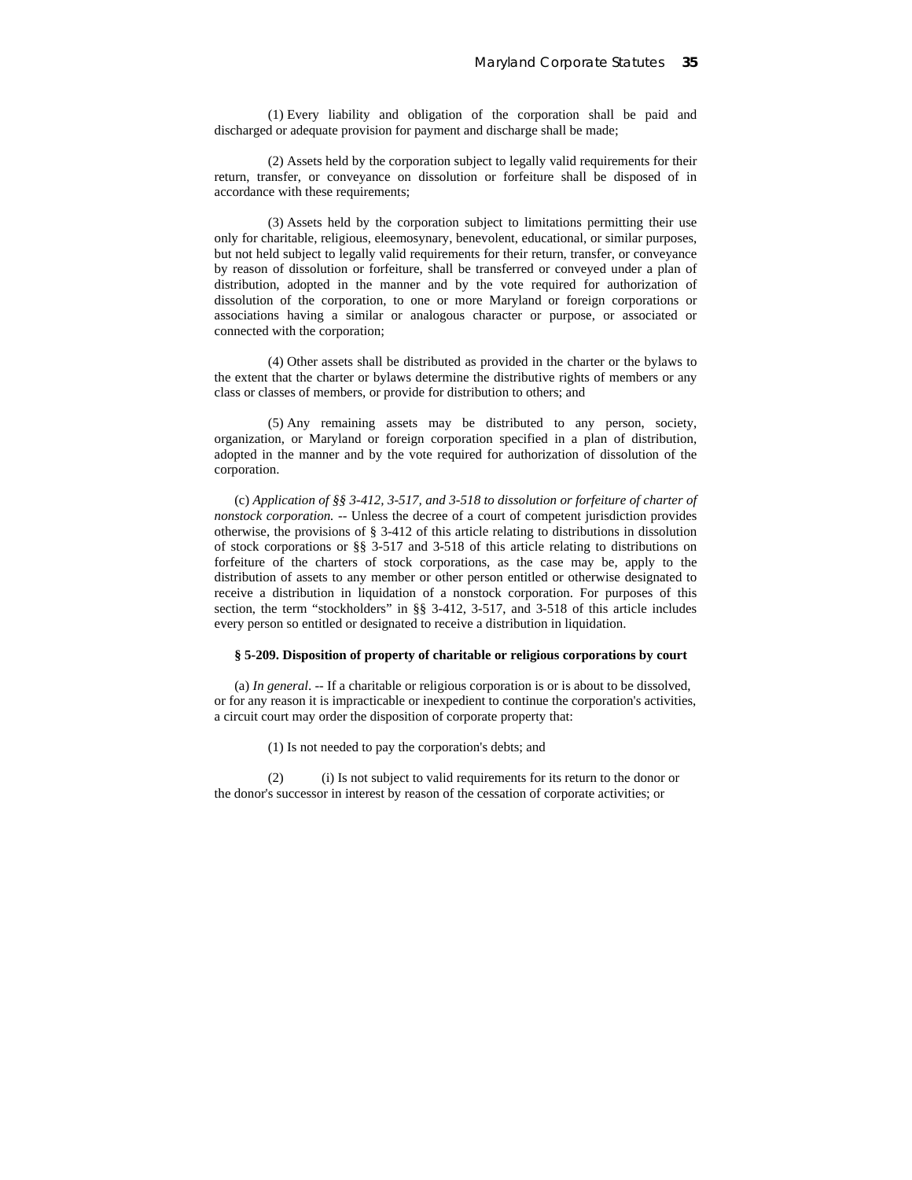(1) Every liability and obligation of the corporation shall be paid and discharged or adequate provision for payment and discharge shall be made;

(2) Assets held by the corporation subject to legally valid requirements for their return, transfer, or conveyance on dissolution or forfeiture shall be disposed of in accordance with these requirements;

(3) Assets held by the corporation subject to limitations permitting their use only for charitable, religious, eleemosynary, benevolent, educational, or similar purposes, but not held subject to legally valid requirements for their return, transfer, or conveyance by reason of dissolution or forfeiture, shall be transferred or conveyed under a plan of distribution, adopted in the manner and by the vote required for authorization of dissolution of the corporation, to one or more Maryland or foreign corporations or associations having a similar or analogous character or purpose, or associated or connected with the corporation;

(4) Other assets shall be distributed as provided in the charter or the bylaws to the extent that the charter or bylaws determine the distributive rights of members or any class or classes of members, or provide for distribution to others; and

(5) Any remaining assets may be distributed to any person, society, organization, or Maryland or foreign corporation specified in a plan of distribution, adopted in the manner and by the vote required for authorization of dissolution of the corporation.

(c) *Application of §§ 3-412, 3-517, and 3-518 to dissolution or forfeiture of charter of nonstock corporation.* -- Unless the decree of a court of competent jurisdiction provides otherwise, the provisions of § 3-412 of this article relating to distributions in dissolution of stock corporations or §§ 3-517 and 3-518 of this article relating to distributions on forfeiture of the charters of stock corporations, as the case may be, apply to the distribution of assets to any member or other person entitled or otherwise designated to receive a distribution in liquidation of a nonstock corporation. For purposes of this section, the term "stockholders" in §§ 3-412, 3-517, and 3-518 of this article includes every person so entitled or designated to receive a distribution in liquidation.

**§ 5-209. Disposition of property of charitable or religious corporations by court**

(a) *In general*. -- If a charitable or religious corporation is or is about to be dissolved, or for any reason it is impracticable or inexpedient to continue the corporation's activities, a circuit court may order the disposition of corporate property that:

(1) Is not needed to pay the corporation's debts; and

(2) (i) Is not subject to valid requirements for its return to the donor or the donor's successor in interest by reason of the cessation of corporate activities; or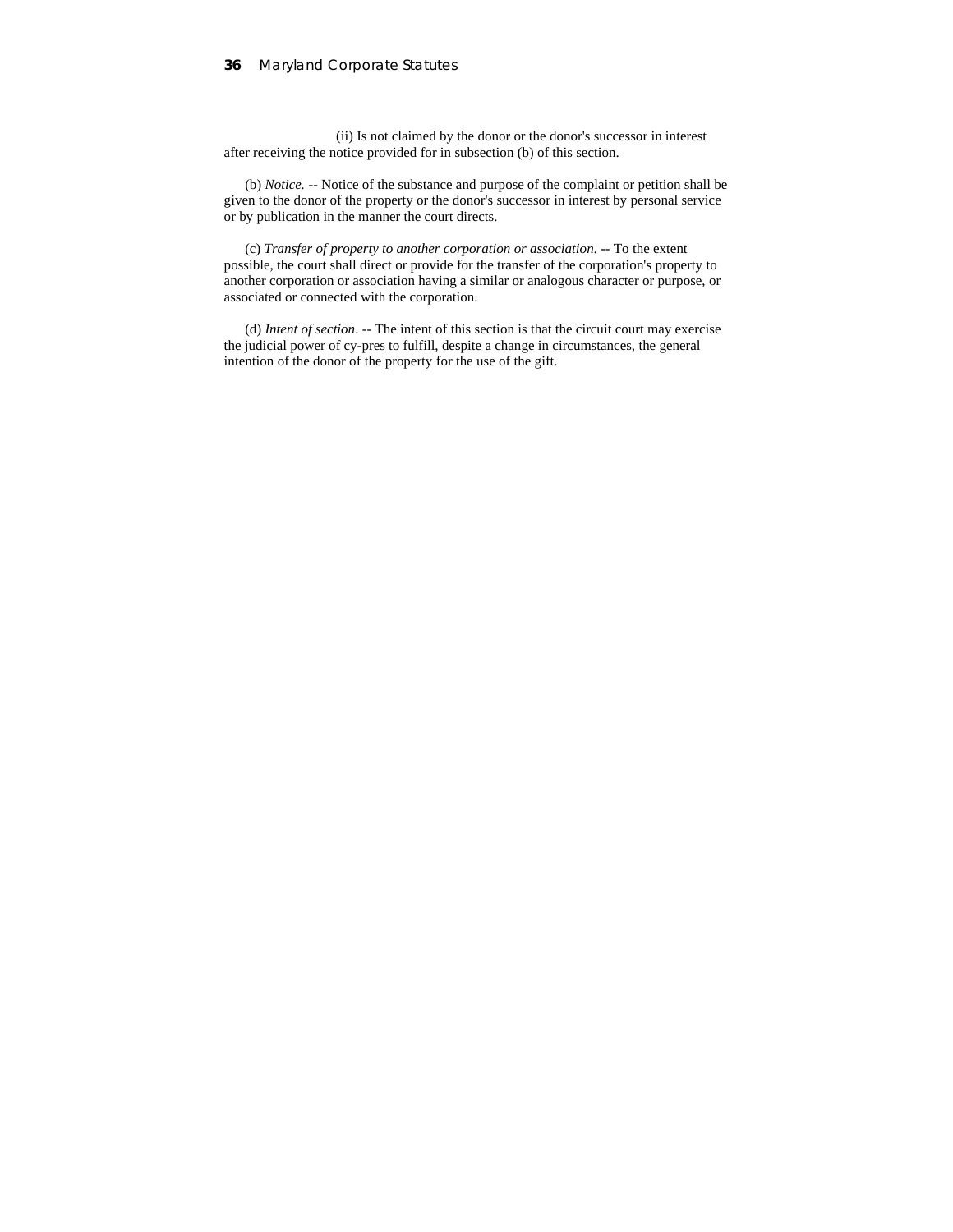(ii) Is not claimed by the donor or the donor's successor in interest after receiving the notice provided for in subsection (b) of this section.

(b) *Notice.* -- Notice of the substance and purpose of the complaint or petition shall be given to the donor of the property or the donor's successor in interest by personal service or by publication in the manner the court directs.

(c) *Transfer of property to another corporation or association*. -- To the extent possible, the court shall direct or provide for the transfer of the corporation's property to another corporation or association having a similar or analogous character or purpose, or associated or connected with the corporation.

(d) *Intent of section*. -- The intent of this section is that the circuit court may exercise the judicial power of cy-pres to fulfill, despite a change in circumstances, the general intention of the donor of the property for the use of the gift.